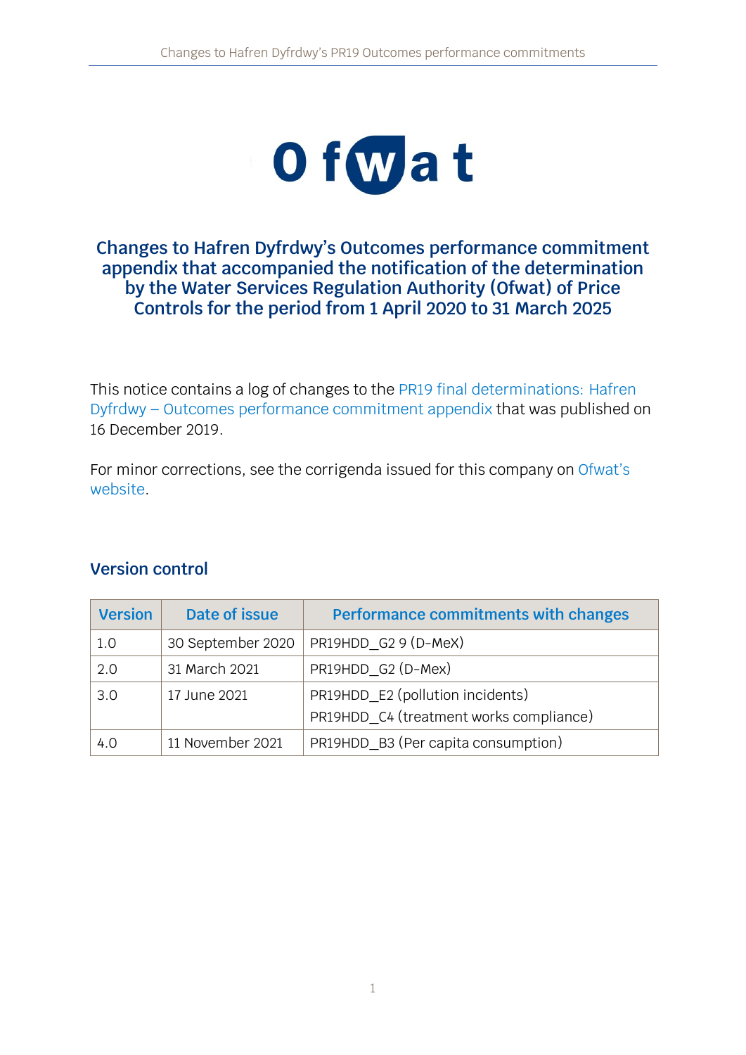Ofwat

# Changes to Hafren Dyfrdwy's Outcomes performance commitment appendix that accompanied the notification of the determination by the Water Services Regulation Authority (Ofwat) of Price Controls for the period from 1 April 2020 to 31 March 2025

This notice contains a log of changes to the PR19 final determinations: Hafren Dyfrdwy – Outcomes performance commitment appendix that was published on 16 December 2019.

For minor corrections, see the corrigenda issued for this company on Ofwat's website.

## Version control

| Version | Date of issue | Performance commitments with changes |
|---|---|---|
| 1.0 | 30 September 2020 | PR19HDD_G2 9 (D-MeX) |
| 2.0 | 31 March 2021 | PR19HDD_G2 (D-Mex) |
| 3.0 | 17 June 2021 | PR19HDD_E2 (pollution incidents)<br>PR19HDD_C4 (treatment works compliance) |
| 4.0 | 11 November 2021 | PR19HDD_B3 (Per capita consumption) |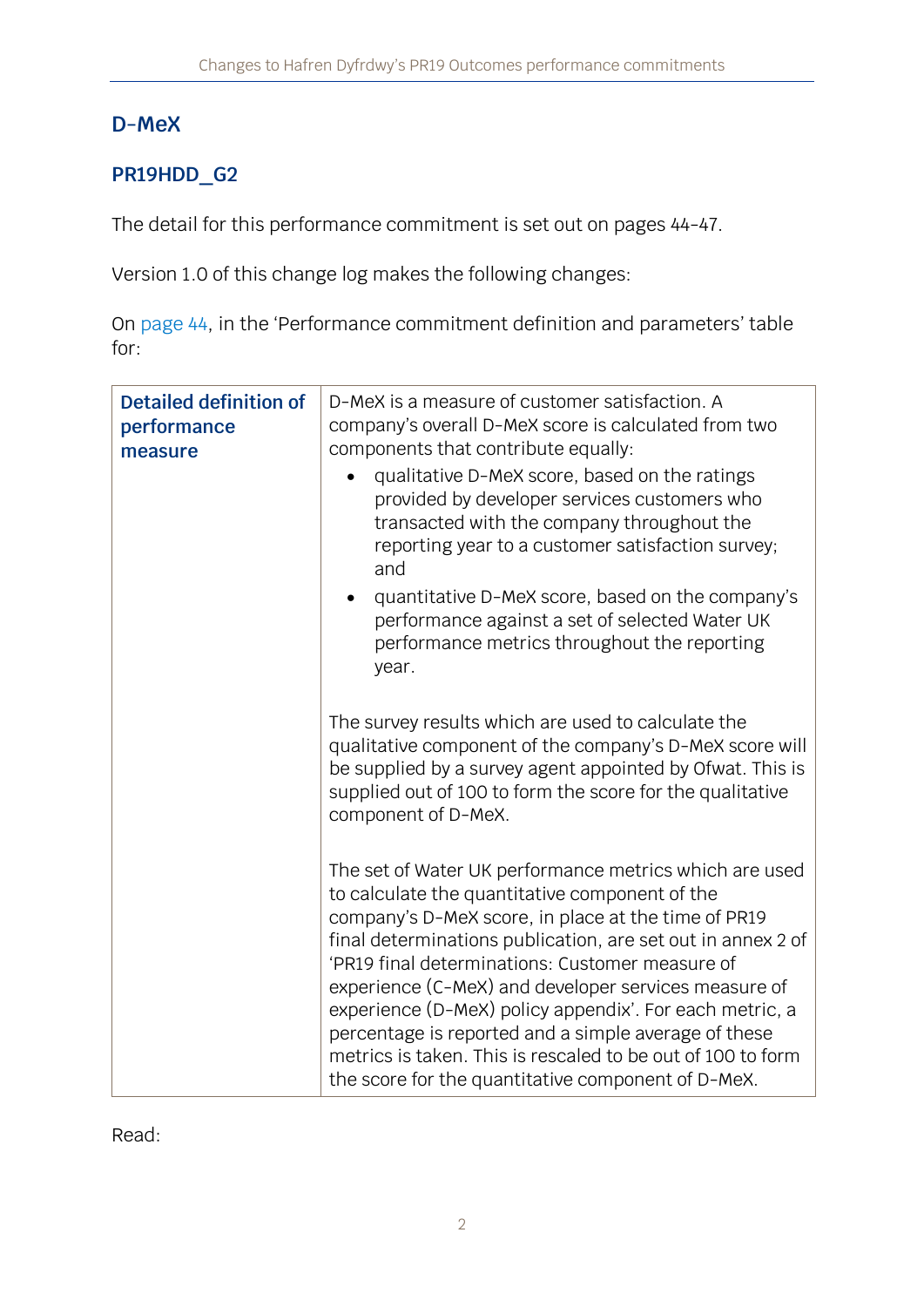## D-MeX

### PR19HDD_G2

The detail for this performance commitment is set out on pages 44-47.

Version 1.0 of this change log makes the following changes:

On page 44, in the 'Performance commitment definition and parameters' table for:

| **Detailed definition of performance measure** | D-MeX is a measure of customer satisfaction. A company's overall D-MeX score is calculated from two components that contribute equally:<br>• qualitative D-MeX score, based on the ratings provided by developer services customers who transacted with the company throughout the reporting year to a customer satisfaction survey; and<br>• quantitative D-MeX score, based on the company's performance against a set of selected Water UK performance metrics throughout the reporting year.<br><br>The survey results which are used to calculate the qualitative component of the company's D-MeX score will be supplied by a survey agent appointed by Ofwat. This is supplied out of 100 to form the score for the qualitative component of D-MeX.<br><br>The set of Water UK performance metrics which are used to calculate the quantitative component of the company's D-MeX score, in place at the time of PR19 final determinations publication, are set out in annex 2 of 'PR19 final determinations: Customer measure of experience (C-MeX) and developer services measure of experience (D-MeX) policy appendix'. For each metric, a percentage is reported and a simple average of these metrics is taken. This is rescaled to be out of 100 to form the score for the quantitative component of D-MeX. |
|---|---|

Read: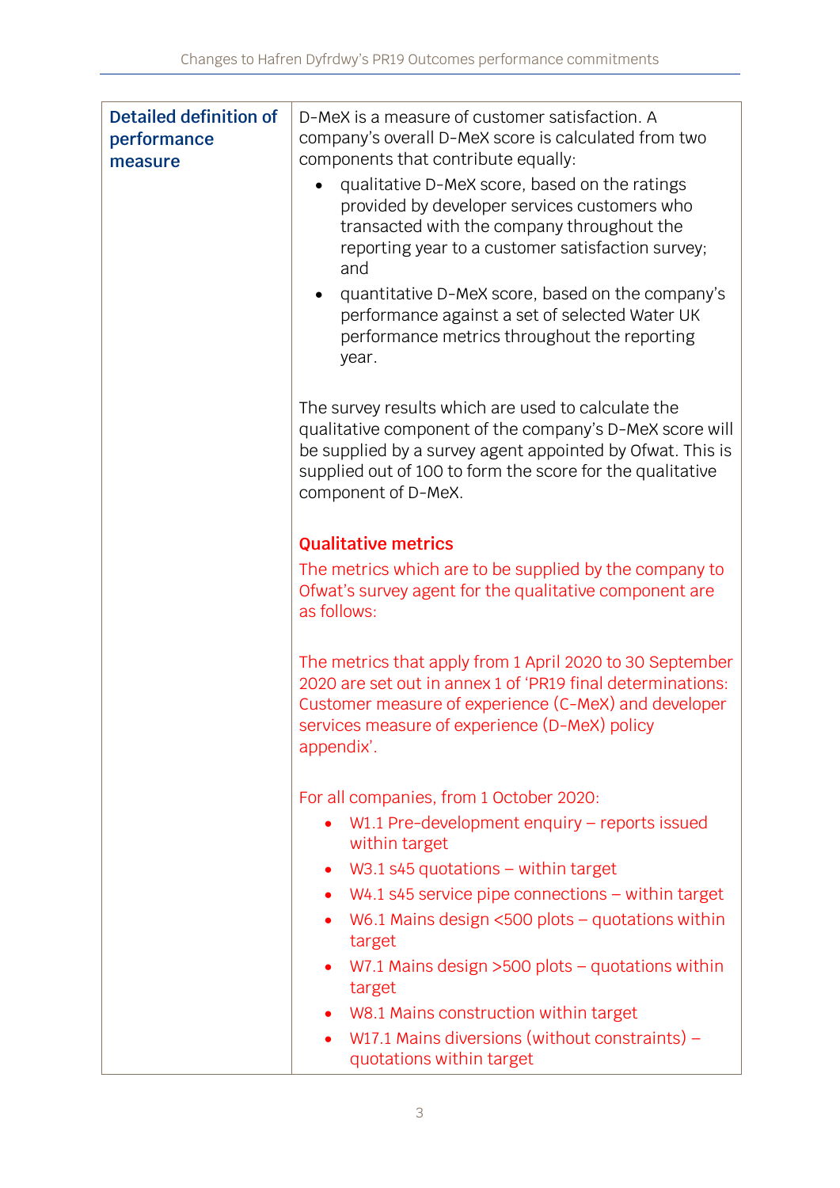| Detailed definition of performance measure | D-MeX is a measure of customer satisfaction. A company's overall D-MeX score is calculated from two components that contribute equally:<br>• qualitative D-MeX score, based on the ratings provided by developer services customers who transacted with the company throughout the reporting year to a customer satisfaction survey; and<br>• quantitative D-MeX score, based on the company's performance against a set of selected Water UK performance metrics throughout the reporting year.<br><br>The survey results which are used to calculate the qualitative component of the company's D-MeX score will be supplied by a survey agent appointed by Ofwat. This is supplied out of 100 to form the score for the qualitative component of D-MeX.<br><br>**Qualitative metrics**<br>The metrics which are to be supplied by the company to Ofwat's survey agent for the qualitative component are as follows:<br><br>The metrics that apply from 1 April 2020 to 30 September 2020 are set out in annex 1 of 'PR19 final determinations: Customer measure of experience (C-MeX) and developer services measure of experience (D-MeX) policy appendix'.<br><br>For all companies, from 1 October 2020:<br>• W1.1 Pre-development enquiry – reports issued within target<br>• W3.1 s45 quotations – within target<br>• W4.1 s45 service pipe connections – within target<br>• W6.1 Mains design <500 plots – quotations within target<br>• W7.1 Mains design >500 plots – quotations within target<br>• W8.1 Mains construction within target<br>• W17.1 Mains diversions (without constraints) – quotations within target |
|---|---|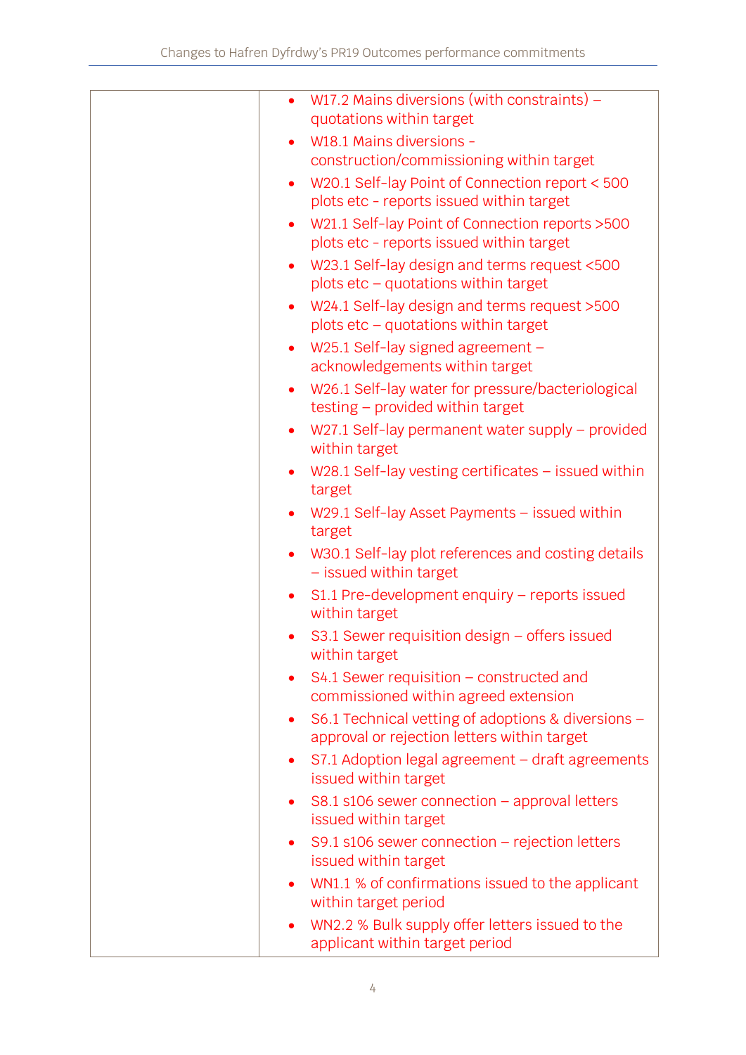| | |
|---|---|
| | - W17.2 Mains diversions (with constraints) – quotations within target<br>- W18.1 Mains diversions - construction/commissioning within target<br>- W20.1 Self-lay Point of Connection report < 500 plots etc - reports issued within target<br>- W21.1 Self-lay Point of Connection reports >500 plots etc - reports issued within target<br>- W23.1 Self-lay design and terms request <500 plots etc – quotations within target<br>- W24.1 Self-lay design and terms request >500 plots etc – quotations within target<br>- W25.1 Self-lay signed agreement – acknowledgements within target<br>- W26.1 Self-lay water for pressure/bacteriological testing – provided within target<br>- W27.1 Self-lay permanent water supply – provided within target<br>- W28.1 Self-lay vesting certificates – issued within target<br>- W29.1 Self-lay Asset Payments – issued within target<br>- W30.1 Self-lay plot references and costing details – issued within target<br>- S1.1 Pre-development enquiry – reports issued within target<br>- S3.1 Sewer requisition design – offers issued within target<br>- S4.1 Sewer requisition – constructed and commissioned within agreed extension<br>- S6.1 Technical vetting of adoptions & diversions – approval or rejection letters within target<br>- S7.1 Adoption legal agreement – draft agreements issued within target<br>- S8.1 s106 sewer connection – approval letters issued within target<br>- S9.1 s106 sewer connection – rejection letters issued within target<br>- WN1.1 % of confirmations issued to the applicant within target period<br>- WN2.2 % Bulk supply offer letters issued to the applicant within target period |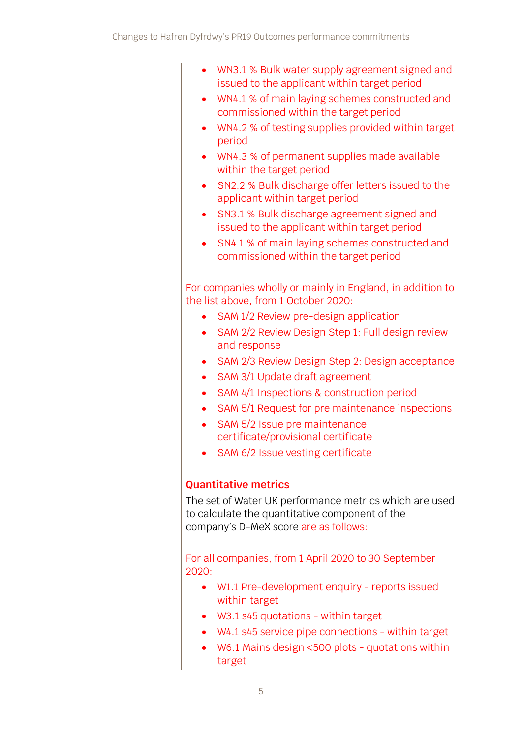| | |
|---|---|
| | • WN3.1 % Bulk water supply agreement signed and issued to the applicant within target period<br>• WN4.1 % of main laying schemes constructed and commissioned within the target period<br>• WN4.2 % of testing supplies provided within target period<br>• WN4.3 % of permanent supplies made available within the target period<br>• SN2.2 % Bulk discharge offer letters issued to the applicant within target period<br>• SN3.1 % Bulk discharge agreement signed and issued to the applicant within target period<br>• SN4.1 % of main laying schemes constructed and commissioned within the target period<br><br>For companies wholly or mainly in England, in addition to the list above, from 1 October 2020:<br>• SAM 1/2 Review pre-design application<br>• SAM 2/2 Review Design Step 1: Full design review and response<br>• SAM 2/3 Review Design Step 2: Design acceptance<br>• SAM 3/1 Update draft agreement<br>• SAM 4/1 Inspections & construction period<br>• SAM 5/1 Request for pre maintenance inspections<br>• SAM 5/2 Issue pre maintenance certificate/provisional certificate<br>• SAM 6/2 Issue vesting certificate<br><br>**Quantitative metrics**<br>The set of Water UK performance metrics which are used to calculate the quantitative component of the company's D-MeX score are as follows:<br><br>For all companies, from 1 April 2020 to 30 September 2020:<br>• W1.1 Pre-development enquiry – reports issued within target<br>• W3.1 s45 quotations – within target<br>• W4.1 s45 service pipe connections – within target<br>• W6.1 Mains design <500 plots – quotations within target |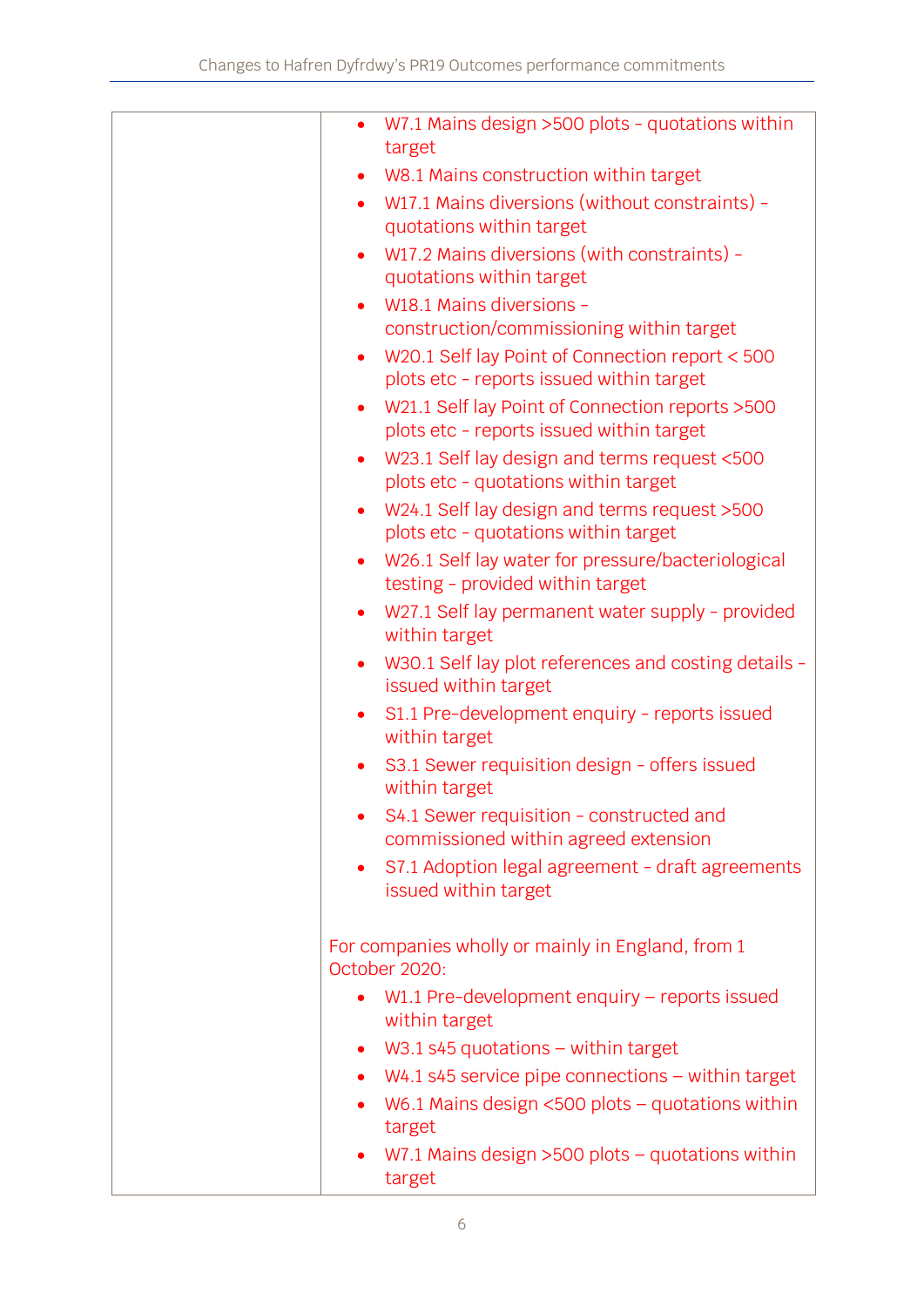| | |
|---|---|
| | • W7.1 Mains design >500 plots - quotations within target<br>• W8.1 Mains construction within target<br>• W17.1 Mains diversions (without constraints) - quotations within target<br>• W17.2 Mains diversions (with constraints) - quotations within target<br>• W18.1 Mains diversions - construction/commissioning within target<br>• W20.1 Self lay Point of Connection report < 500 plots etc - reports issued within target<br>• W21.1 Self lay Point of Connection reports >500 plots etc - reports issued within target<br>• W23.1 Self lay design and terms request <500 plots etc - quotations within target<br>• W24.1 Self lay design and terms request >500 plots etc - quotations within target<br>• W26.1 Self lay water for pressure/bacteriological testing - provided within target<br>• W27.1 Self lay permanent water supply - provided within target<br>• W30.1 Self lay plot references and costing details - issued within target<br>• S1.1 Pre-development enquiry - reports issued within target<br>• S3.1 Sewer requisition design - offers issued within target<br>• S4.1 Sewer requisition - constructed and commissioned within agreed extension<br>• S7.1 Adoption legal agreement - draft agreements issued within target<br><br>For companies wholly or mainly in England, from 1 October 2020:<br>• W1.1 Pre-development enquiry – reports issued within target<br>• W3.1 s45 quotations – within target<br>• W4.1 s45 service pipe connections – within target<br>• W6.1 Mains design <500 plots – quotations within target<br>• W7.1 Mains design >500 plots – quotations within target |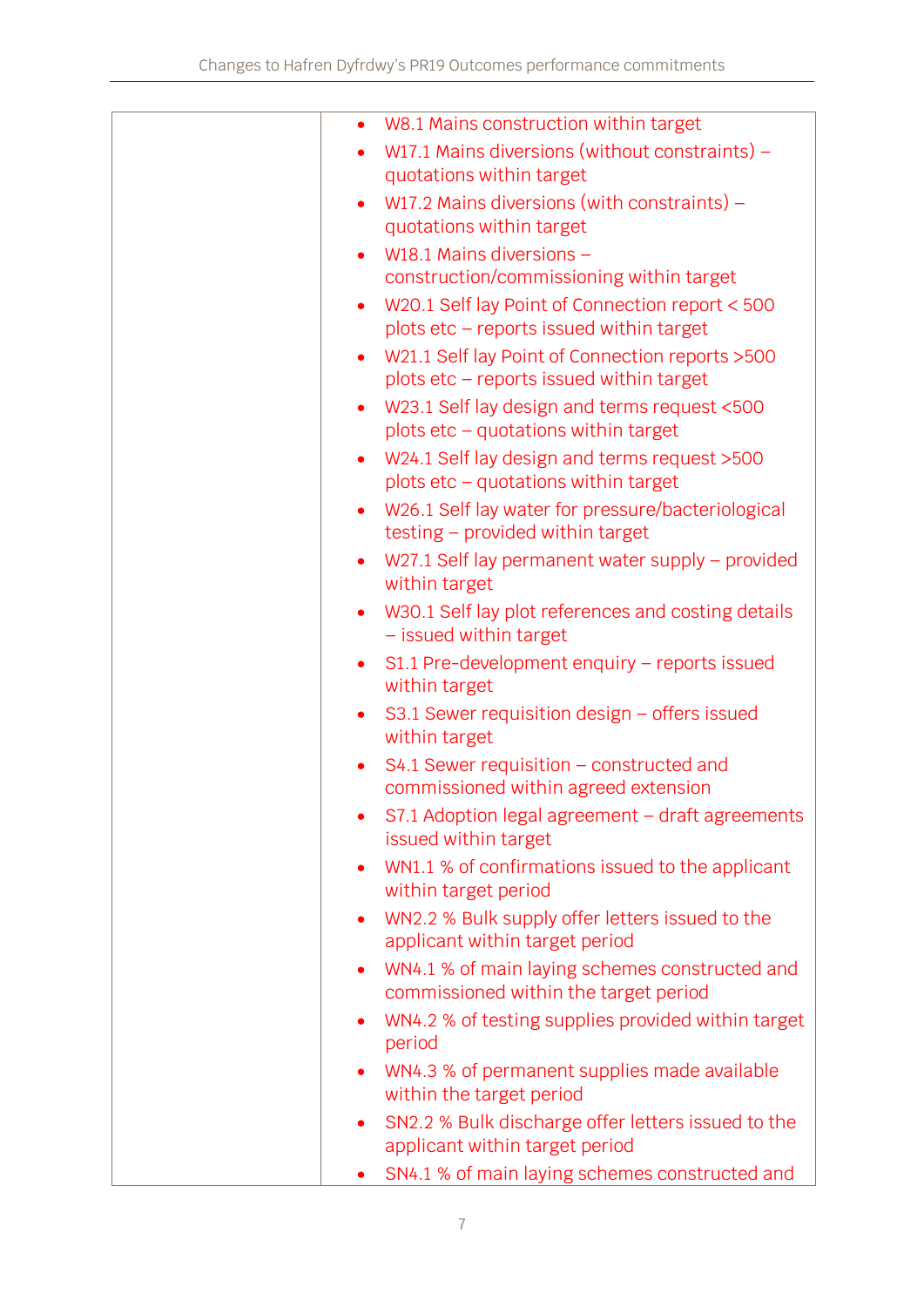| | |
|---|---|
| | <ul><li>W8.1 Mains construction within target</li><li>W17.1 Mains diversions (without constraints) – quotations within target</li><li>W17.2 Mains diversions (with constraints) – quotations within target</li><li>W18.1 Mains diversions – construction/commissioning within target</li><li>W20.1 Self lay Point of Connection report < 500 plots etc – reports issued within target</li><li>W21.1 Self lay Point of Connection reports >500 plots etc – reports issued within target</li><li>W23.1 Self lay design and terms request <500 plots etc – quotations within target</li><li>W24.1 Self lay design and terms request >500 plots etc – quotations within target</li><li>W26.1 Self lay water for pressure/bacteriological testing – provided within target</li><li>W27.1 Self lay permanent water supply – provided within target</li><li>W30.1 Self lay plot references and costing details – issued within target</li><li>S1.1 Pre-development enquiry – reports issued within target</li><li>S3.1 Sewer requisition design – offers issued within target</li><li>S4.1 Sewer requisition – constructed and commissioned within agreed extension</li><li>S7.1 Adoption legal agreement – draft agreements issued within target</li><li>WN1.1 % of confirmations issued to the applicant within target period</li><li>WN2.2 % Bulk supply offer letters issued to the applicant within target period</li><li>WN4.1 % of main laying schemes constructed and commissioned within the target period</li><li>WN4.2 % of testing supplies provided within target period</li><li>WN4.3 % of permanent supplies made available within the target period</li><li>SN2.2 % Bulk discharge offer letters issued to the applicant within target period</li><li>SN4.1 % of main laying schemes constructed and</li></ul> |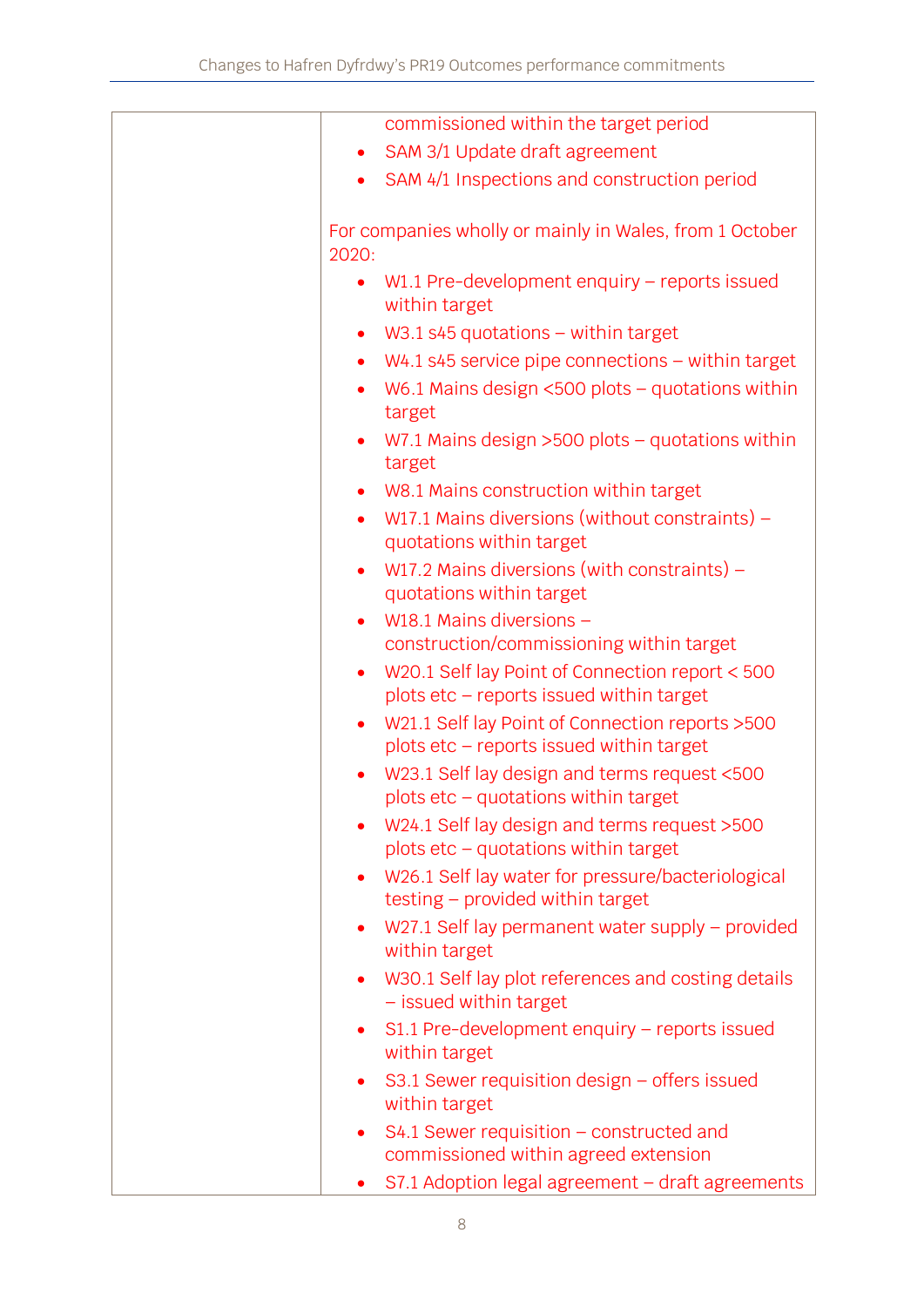| | |
|---|---|
| | commissioned within the target period<br>• SAM 3/1 Update draft agreement<br>• SAM 4/1 Inspections and construction period<br><br>For companies wholly or mainly in Wales, from 1 October 2020:<br>• W1.1 Pre-development enquiry – reports issued within target<br>• W3.1 s45 quotations – within target<br>• W4.1 s45 service pipe connections – within target<br>• W6.1 Mains design <500 plots – quotations within target<br>• W7.1 Mains design >500 plots – quotations within target<br>• W8.1 Mains construction within target<br>• W17.1 Mains diversions (without constraints) – quotations within target<br>• W17.2 Mains diversions (with constraints) – quotations within target<br>• W18.1 Mains diversions – construction/commissioning within target<br>• W20.1 Self lay Point of Connection report < 500 plots etc – reports issued within target<br>• W21.1 Self lay Point of Connection reports >500 plots etc – reports issued within target<br>• W23.1 Self lay design and terms request <500 plots etc – quotations within target<br>• W24.1 Self lay design and terms request >500 plots etc – quotations within target<br>• W26.1 Self lay water for pressure/bacteriological testing – provided within target<br>• W27.1 Self lay permanent water supply – provided within target<br>• W30.1 Self lay plot references and costing details – issued within target<br>• S1.1 Pre-development enquiry – reports issued within target<br>• S3.1 Sewer requisition design – offers issued within target<br>• S4.1 Sewer requisition – constructed and commissioned within agreed extension<br>• S7.1 Adoption legal agreement – draft agreements |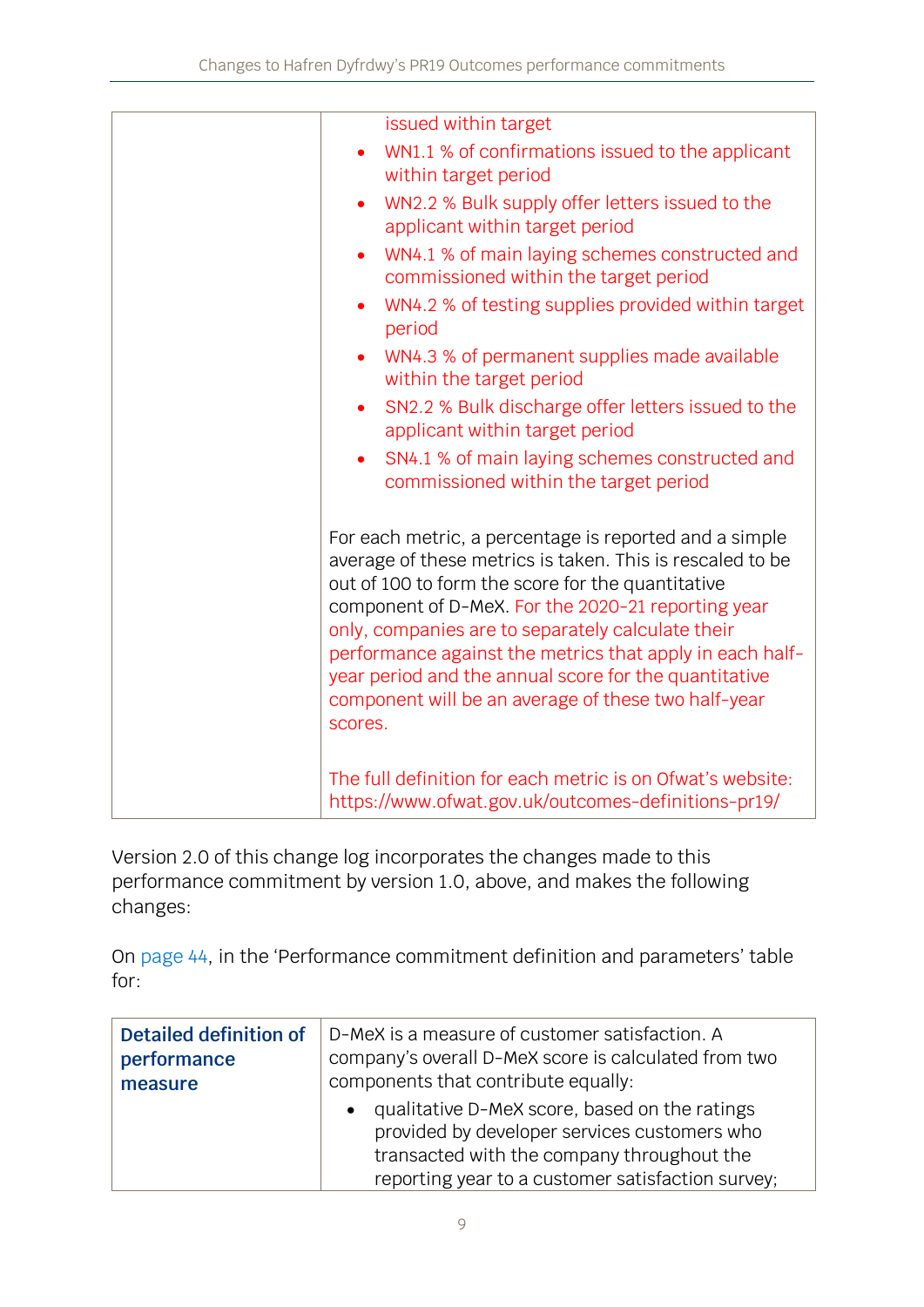| | |
|---|---|
| | issued within target<br>• WN1.1 % of confirmations issued to the applicant within target period<br>• WN2.2 % Bulk supply offer letters issued to the applicant within target period<br>• WN4.1 % of main laying schemes constructed and commissioned within the target period<br>• WN4.2 % of testing supplies provided within target period<br>• WN4.3 % of permanent supplies made available within the target period<br>• SN2.2 % Bulk discharge offer letters issued to the applicant within target period<br>• SN4.1 % of main laying schemes constructed and commissioned within the target period<br><br>For each metric, a percentage is reported and a simple average of these metrics is taken. This is rescaled to be out of 100 to form the score for the quantitative component of D-MeX. For the 2020-21 reporting year only, companies are to separately calculate their performance against the metrics that apply in each half-year period and the annual score for the quantitative component will be an average of these two half-year scores.<br><br>The full definition for each metric is on Ofwat's website: https://www.ofwat.gov.uk/outcomes-definitions-pr19/ |

Version 2.0 of this change log incorporates the changes made to this performance commitment by version 1.0, above, and makes the following changes:

On page 44, in the 'Performance commitment definition and parameters' table for:

| | |
|---|---|
| **Detailed definition of performance measure** | D-MeX is a measure of customer satisfaction. A company's overall D-MeX score is calculated from two components that contribute equally:<br>• qualitative D-MeX score, based on the ratings provided by developer services customers who transacted with the company throughout the reporting year to a customer satisfaction survey; |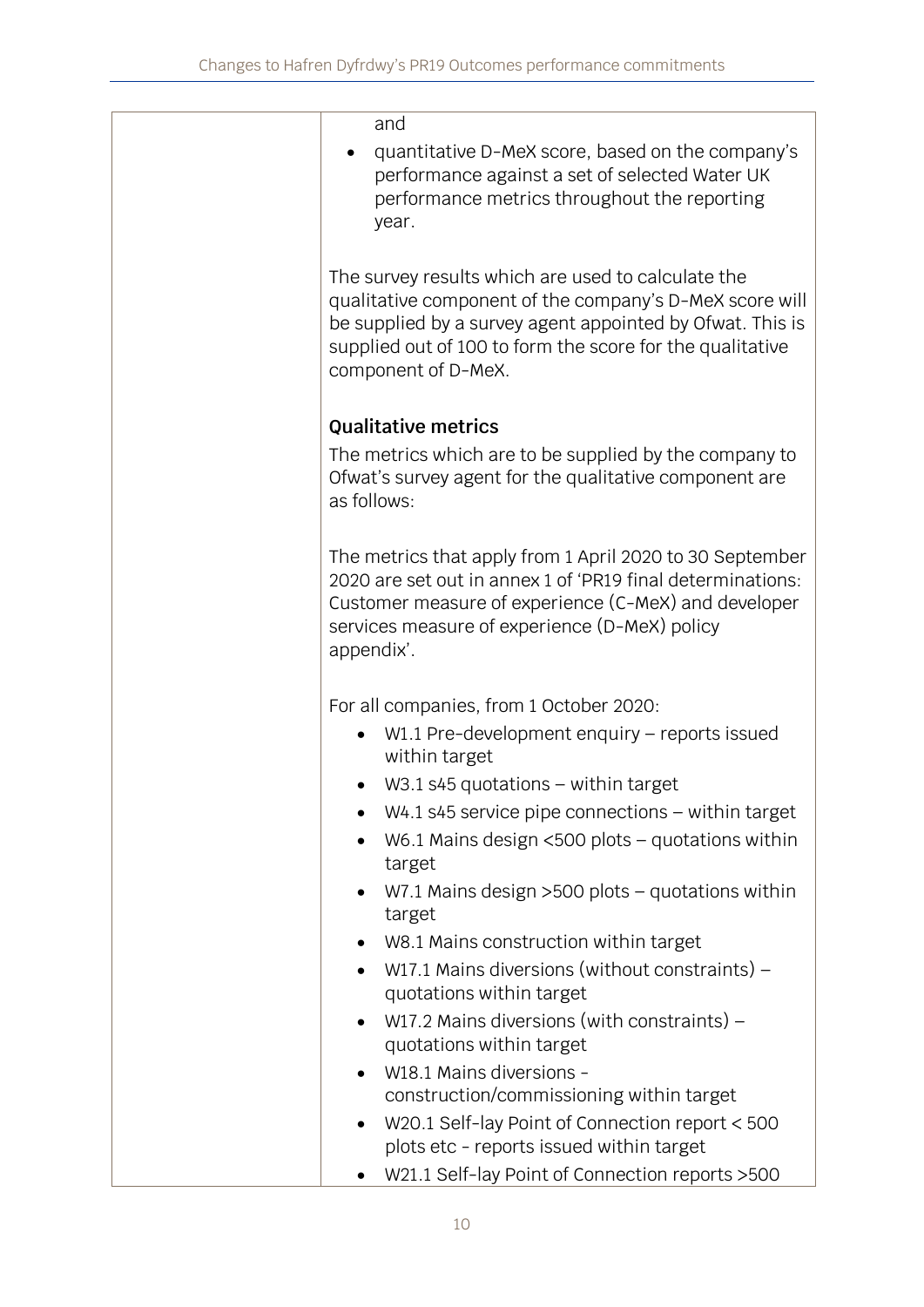| | and<br>• quantitative D-MeX score, based on the company's performance against a set of selected Water UK performance metrics throughout the reporting year.<br><br>The survey results which are used to calculate the qualitative component of the company's D-MeX score will be supplied by a survey agent appointed by Ofwat. This is supplied out of 100 to form the score for the qualitative component of D-MeX.<br><br>**Qualitative metrics**<br>The metrics which are to be supplied by the company to Ofwat's survey agent for the qualitative component are as follows:<br><br>The metrics that apply from 1 April 2020 to 30 September 2020 are set out in annex 1 of 'PR19 final determinations: Customer measure of experience (C-MeX) and developer services measure of experience (D-MeX) policy appendix'.<br><br>For all companies, from 1 October 2020:<br>• W1.1 Pre-development enquiry – reports issued within target<br>• W3.1 s45 quotations – within target<br>• W4.1 s45 service pipe connections – within target<br>• W6.1 Mains design <500 plots – quotations within target<br>• W7.1 Mains design >500 plots – quotations within target<br>• W8.1 Mains construction within target<br>• W17.1 Mains diversions (without constraints) – quotations within target<br>• W17.2 Mains diversions (with constraints) – quotations within target<br>• W18.1 Mains diversions - construction/commissioning within target<br>• W20.1 Self-lay Point of Connection report < 500 plots etc - reports issued within target<br>• W21.1 Self-lay Point of Connection reports >500 |
|---|---|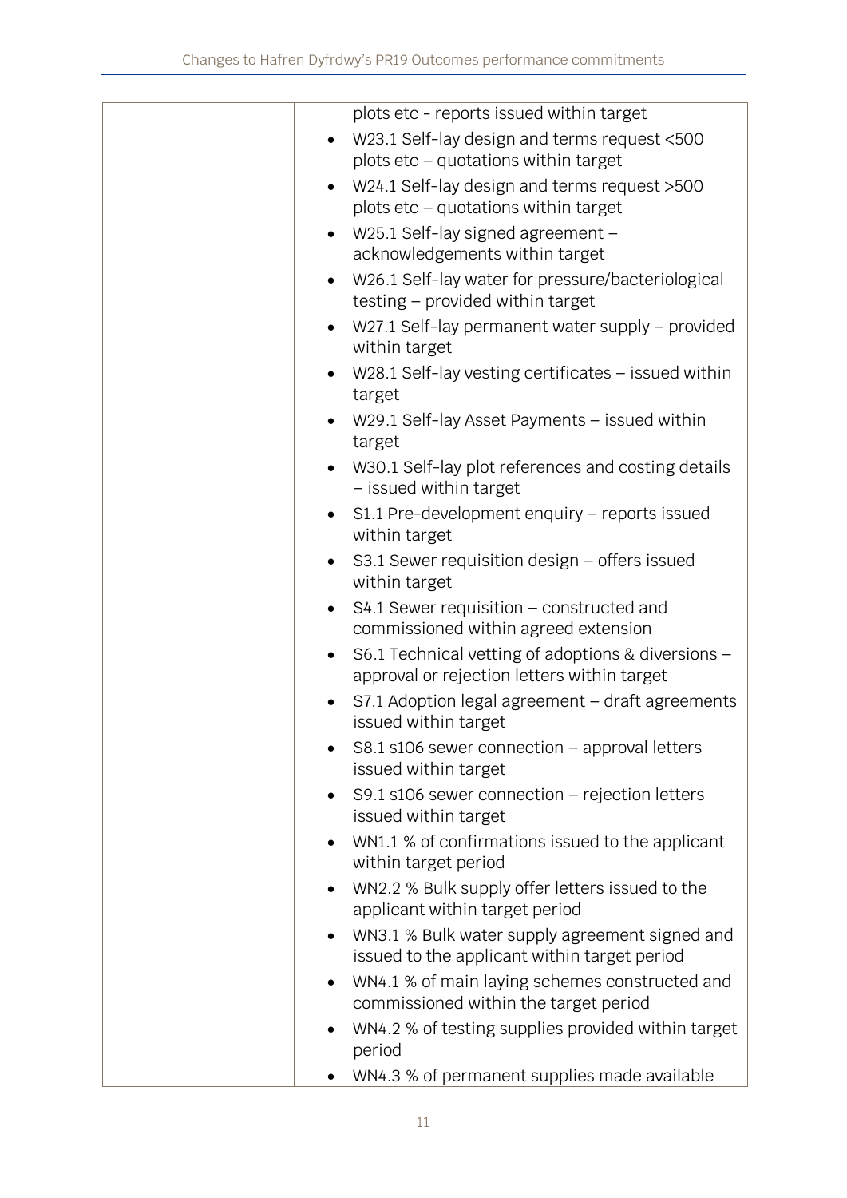| | plots etc - reports issued within target<br>• W23.1 Self-lay design and terms request <500 plots etc – quotations within target<br>• W24.1 Self-lay design and terms request >500 plots etc – quotations within target<br>• W25.1 Self-lay signed agreement – acknowledgements within target<br>• W26.1 Self-lay water for pressure/bacteriological testing – provided within target<br>• W27.1 Self-lay permanent water supply – provided within target<br>• W28.1 Self-lay vesting certificates – issued within target<br>• W29.1 Self-lay Asset Payments – issued within target<br>• W30.1 Self-lay plot references and costing details – issued within target<br>• S1.1 Pre-development enquiry – reports issued within target<br>• S3.1 Sewer requisition design – offers issued within target<br>• S4.1 Sewer requisition – constructed and commissioned within agreed extension<br>• S6.1 Technical vetting of adoptions & diversions – approval or rejection letters within target<br>• S7.1 Adoption legal agreement – draft agreements issued within target<br>• S8.1 s106 sewer connection – approval letters issued within target<br>• S9.1 s106 sewer connection – rejection letters issued within target<br>• WN1.1 % of confirmations issued to the applicant within target period<br>• WN2.2 % Bulk supply offer letters issued to the applicant within target period<br>• WN3.1 % Bulk water supply agreement signed and issued to the applicant within target period<br>• WN4.1 % of main laying schemes constructed and commissioned within the target period<br>• WN4.2 % of testing supplies provided within target period<br>• WN4.3 % of permanent supplies made available |
|---|---|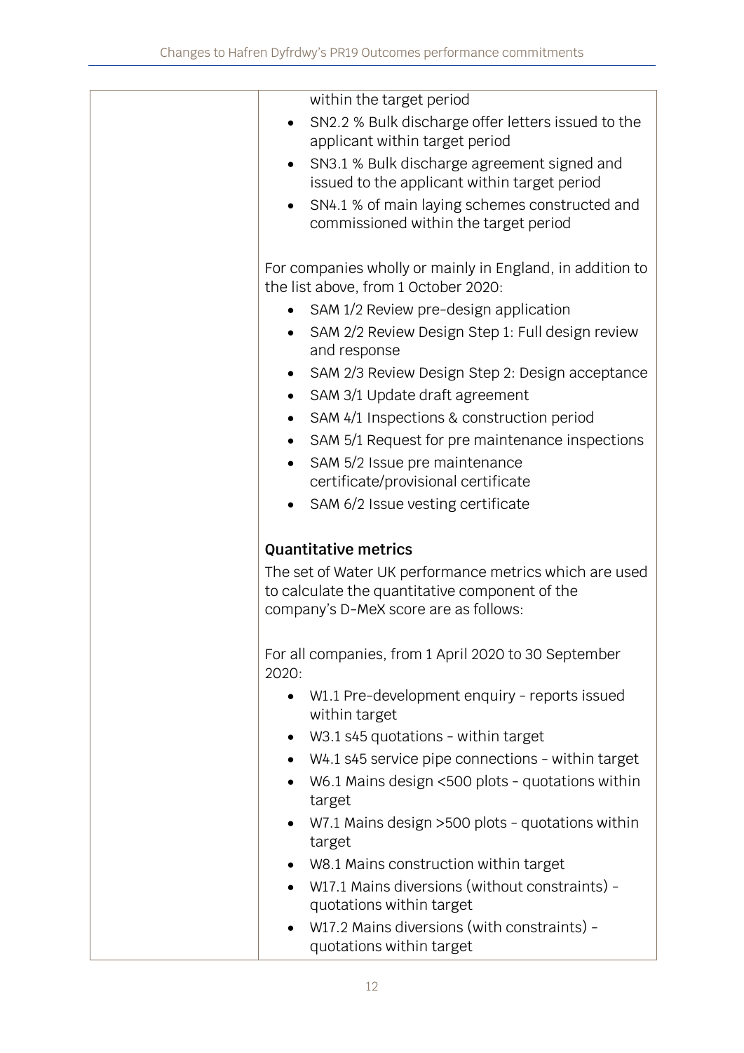| | within the target period<br>• SN2.2 % Bulk discharge offer letters issued to the applicant within target period<br>• SN3.1 % Bulk discharge agreement signed and issued to the applicant within target period<br>• SN4.1 % of main laying schemes constructed and commissioned within the target period<br><br>For companies wholly or mainly in England, in addition to the list above, from 1 October 2020:<br>• SAM 1/2 Review pre-design application<br>• SAM 2/2 Review Design Step 1: Full design review and response<br>• SAM 2/3 Review Design Step 2: Design acceptance<br>• SAM 3/1 Update draft agreement<br>• SAM 4/1 Inspections & construction period<br>• SAM 5/1 Request for pre maintenance inspections<br>• SAM 5/2 Issue pre maintenance certificate/provisional certificate<br>• SAM 6/2 Issue vesting certificate<br><br>**Quantitative metrics**<br>The set of Water UK performance metrics which are used to calculate the quantitative component of the company's D-MeX score are as follows:<br><br>For all companies, from 1 April 2020 to 30 September 2020:<br>• W1.1 Pre-development enquiry - reports issued within target<br>• W3.1 s45 quotations - within target<br>• W4.1 s45 service pipe connections - within target<br>• W6.1 Mains design <500 plots - quotations within target<br>• W7.1 Mains design >500 plots - quotations within target<br>• W8.1 Mains construction within target<br>• W17.1 Mains diversions (without constraints) - quotations within target<br>• W17.2 Mains diversions (with constraints) - quotations within target |
|---|---|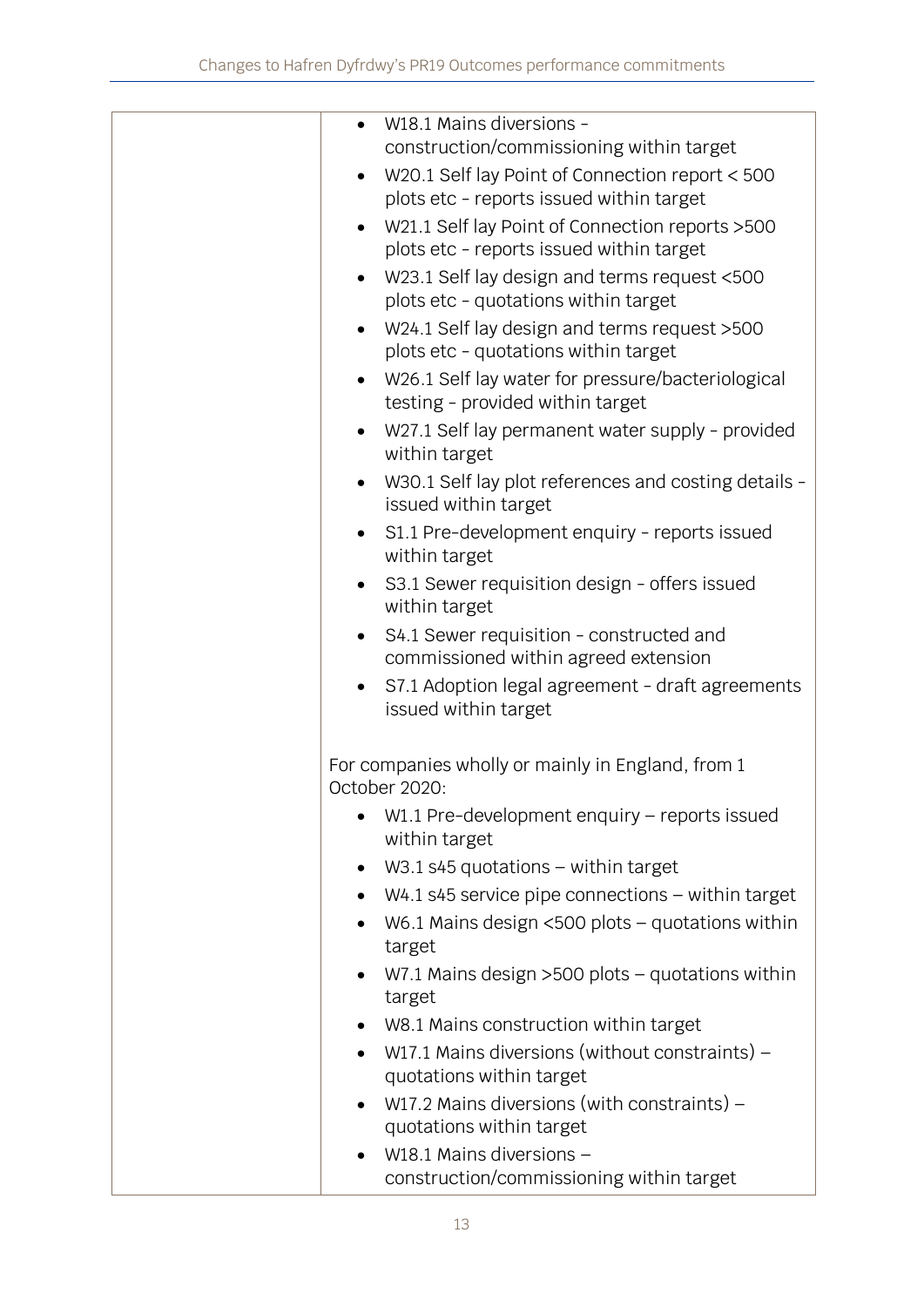| | |
|---|---|
| | - W18.1 Mains diversions - construction/commissioning within target<br>- W20.1 Self lay Point of Connection report < 500 plots etc - reports issued within target<br>- W21.1 Self lay Point of Connection reports >500 plots etc - reports issued within target<br>- W23.1 Self lay design and terms request <500 plots etc - quotations within target<br>- W24.1 Self lay design and terms request >500 plots etc - quotations within target<br>- W26.1 Self lay water for pressure/bacteriological testing - provided within target<br>- W27.1 Self lay permanent water supply - provided within target<br>- W30.1 Self lay plot references and costing details - issued within target<br>- S1.1 Pre-development enquiry - reports issued within target<br>- S3.1 Sewer requisition design - offers issued within target<br>- S4.1 Sewer requisition - constructed and commissioned within agreed extension<br>- S7.1 Adoption legal agreement - draft agreements issued within target<br><br>For companies wholly or mainly in England, from 1 October 2020:<br><br>- W1.1 Pre-development enquiry – reports issued within target<br>- W3.1 s45 quotations – within target<br>- W4.1 s45 service pipe connections – within target<br>- W6.1 Mains design <500 plots – quotations within target<br>- W7.1 Mains design >500 plots – quotations within target<br>- W8.1 Mains construction within target<br>- W17.1 Mains diversions (without constraints) – quotations within target<br>- W17.2 Mains diversions (with constraints) – quotations within target<br>- W18.1 Mains diversions – construction/commissioning within target |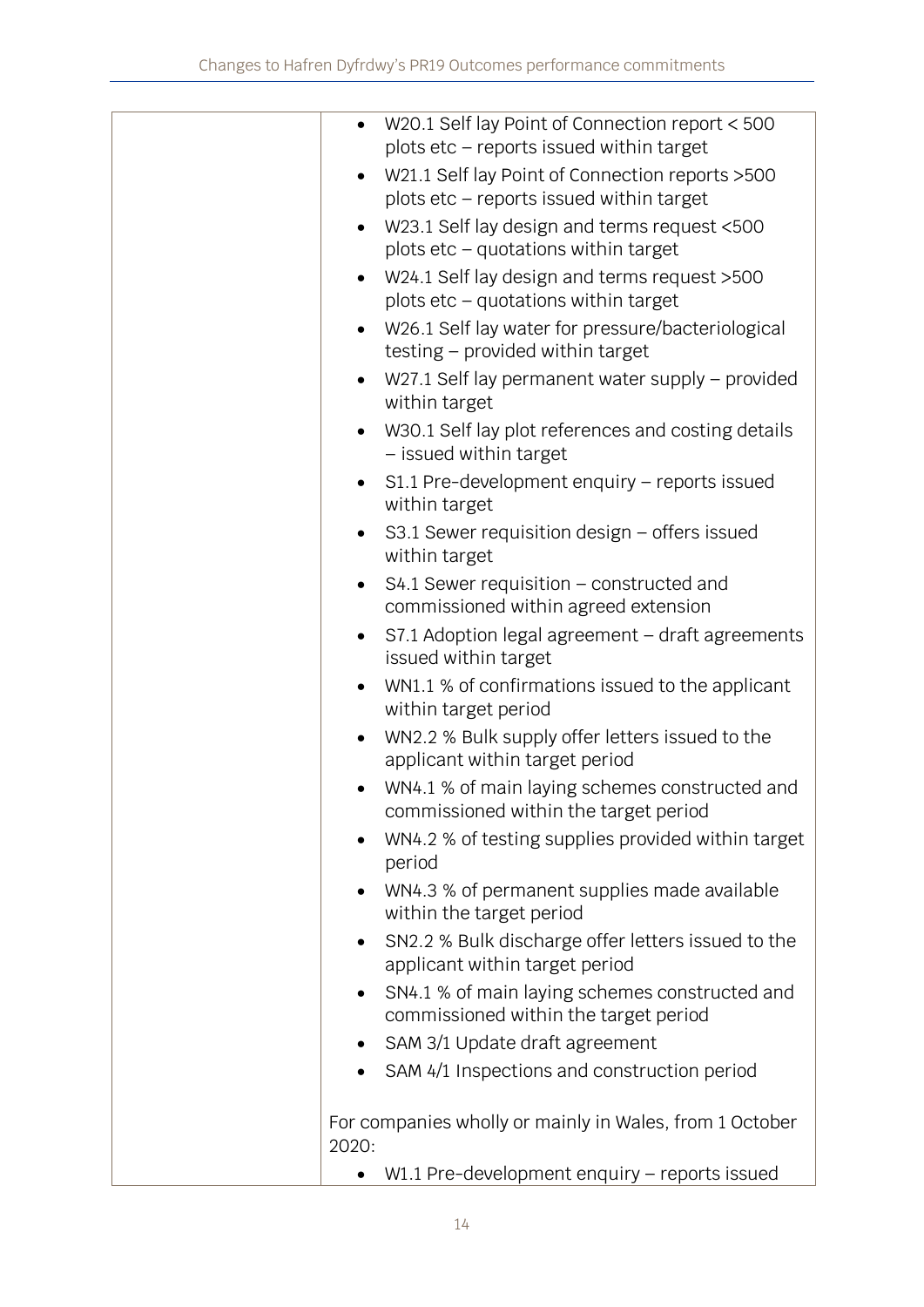| | |
|---|---|
| | • W20.1 Self lay Point of Connection report < 500 plots etc – reports issued within target<br>• W21.1 Self lay Point of Connection reports >500 plots etc – reports issued within target<br>• W23.1 Self lay design and terms request <500 plots etc – quotations within target<br>• W24.1 Self lay design and terms request >500 plots etc – quotations within target<br>• W26.1 Self lay water for pressure/bacteriological testing – provided within target<br>• W27.1 Self lay permanent water supply – provided within target<br>• W30.1 Self lay plot references and costing details – issued within target<br>• S1.1 Pre-development enquiry – reports issued within target<br>• S3.1 Sewer requisition design – offers issued within target<br>• S4.1 Sewer requisition – constructed and commissioned within agreed extension<br>• S7.1 Adoption legal agreement – draft agreements issued within target<br>• WN1.1 % of confirmations issued to the applicant within target period<br>• WN2.2 % Bulk supply offer letters issued to the applicant within target period<br>• WN4.1 % of main laying schemes constructed and commissioned within the target period<br>• WN4.2 % of testing supplies provided within target period<br>• WN4.3 % of permanent supplies made available within the target period<br>• SN2.2 % Bulk discharge offer letters issued to the applicant within target period<br>• SN4.1 % of main laying schemes constructed and commissioned within the target period<br>• SAM 3/1 Update draft agreement<br>• SAM 4/1 Inspections and construction period<br><br>For companies wholly or mainly in Wales, from 1 October 2020:<br>• W1.1 Pre-development enquiry – reports issued |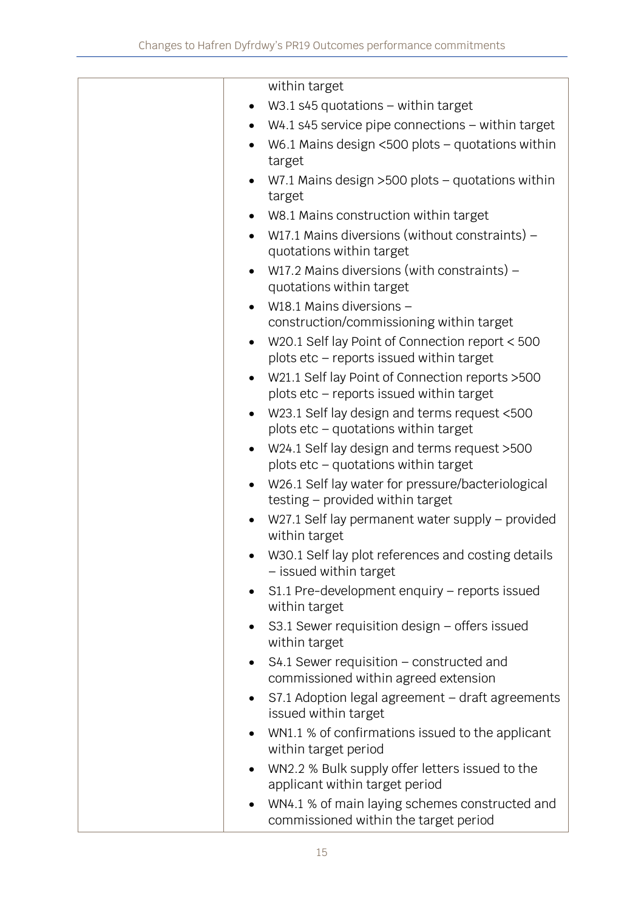| | |
|---|---|
| | within target<br>• W3.1 s45 quotations – within target<br>• W4.1 s45 service pipe connections – within target<br>• W6.1 Mains design <500 plots – quotations within target<br>• W7.1 Mains design >500 plots – quotations within target<br>• W8.1 Mains construction within target<br>• W17.1 Mains diversions (without constraints) – quotations within target<br>• W17.2 Mains diversions (with constraints) – quotations within target<br>• W18.1 Mains diversions – construction/commissioning within target<br>• W20.1 Self lay Point of Connection report < 500 plots etc – reports issued within target<br>• W21.1 Self lay Point of Connection reports >500 plots etc – reports issued within target<br>• W23.1 Self lay design and terms request <500 plots etc – quotations within target<br>• W24.1 Self lay design and terms request >500 plots etc – quotations within target<br>• W26.1 Self lay water for pressure/bacteriological testing – provided within target<br>• W27.1 Self lay permanent water supply – provided within target<br>• W30.1 Self lay plot references and costing details – issued within target<br>• S1.1 Pre-development enquiry – reports issued within target<br>• S3.1 Sewer requisition design – offers issued within target<br>• S4.1 Sewer requisition – constructed and commissioned within agreed extension<br>• S7.1 Adoption legal agreement – draft agreements issued within target<br>• WN1.1 % of confirmations issued to the applicant within target period<br>• WN2.2 % Bulk supply offer letters issued to the applicant within target period<br>• WN4.1 % of main laying schemes constructed and commissioned within the target period |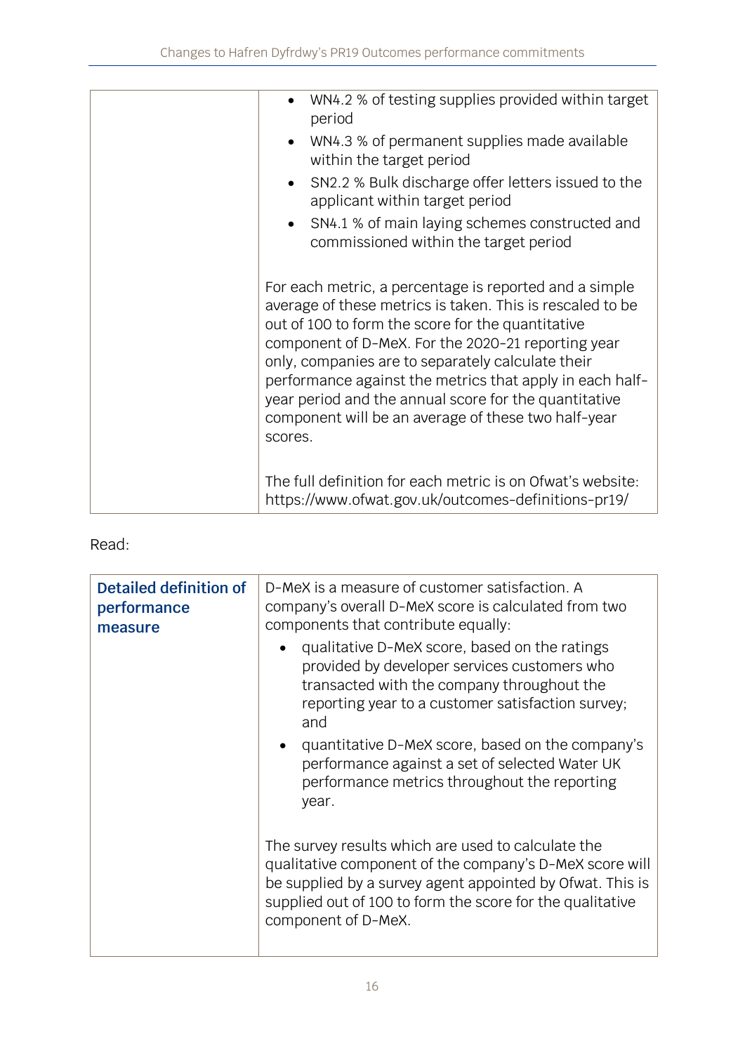| | |
|---|---|
| | • WN4.2 % of testing supplies provided within target period<br>• WN4.3 % of permanent supplies made available within the target period<br>• SN2.2 % Bulk discharge offer letters issued to the applicant within target period<br>• SN4.1 % of main laying schemes constructed and commissioned within the target period<br><br>For each metric, a percentage is reported and a simple average of these metrics is taken. This is rescaled to be out of 100 to form the score for the quantitative component of D-MeX. For the 2020-21 reporting year only, companies are to separately calculate their performance against the metrics that apply in each half-year period and the annual score for the quantitative component will be an average of these two half-year scores.<br><br>The full definition for each metric is on Ofwat's website: https://www.ofwat.gov.uk/outcomes-definitions-pr19/ |

Read:

| | |
|---|---|
| **Detailed definition of performance measure** | D-MeX is a measure of customer satisfaction. A company's overall D-MeX score is calculated from two components that contribute equally:<br>• qualitative D-MeX score, based on the ratings provided by developer services customers who transacted with the company throughout the reporting year to a customer satisfaction survey; and<br>• quantitative D-MeX score, based on the company's performance against a set of selected Water UK performance metrics throughout the reporting year.<br><br>The survey results which are used to calculate the qualitative component of the company's D-MeX score will be supplied by a survey agent appointed by Ofwat. This is supplied out of 100 to form the score for the qualitative component of D-MeX. |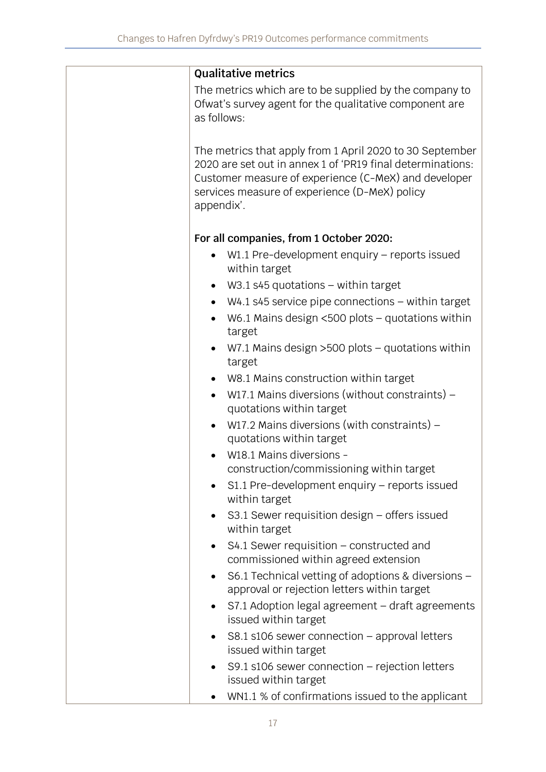| | **Qualitative metrics**<br><br>The metrics which are to be supplied by the company to Ofwat's survey agent for the qualitative component are as follows:<br><br>The metrics that apply from 1 April 2020 to 30 September 2020 are set out in annex 1 of 'PR19 final determinations: Customer measure of experience (C-MeX) and developer services measure of experience (D-MeX) policy appendix'.<br><br>**For all companies, from 1 October 2020:**<br><br>• W1.1 Pre-development enquiry – reports issued within target<br>• W3.1 s45 quotations – within target<br>• W4.1 s45 service pipe connections – within target<br>• W6.1 Mains design <500 plots – quotations within target<br>• W7.1 Mains design >500 plots – quotations within target<br>• W8.1 Mains construction within target<br>• W17.1 Mains diversions (without constraints) – quotations within target<br>• W17.2 Mains diversions (with constraints) – quotations within target<br>• W18.1 Mains diversions - construction/commissioning within target<br>• S1.1 Pre-development enquiry – reports issued within target<br>• S3.1 Sewer requisition design – offers issued within target<br>• S4.1 Sewer requisition – constructed and commissioned within agreed extension<br>• S6.1 Technical vetting of adoptions & diversions – approval or rejection letters within target<br>• S7.1 Adoption legal agreement – draft agreements issued within target<br>• S8.1 s106 sewer connection – approval letters issued within target<br>• S9.1 s106 sewer connection – rejection letters issued within target<br>• WN1.1 % of confirmations issued to the applicant |
|---|---|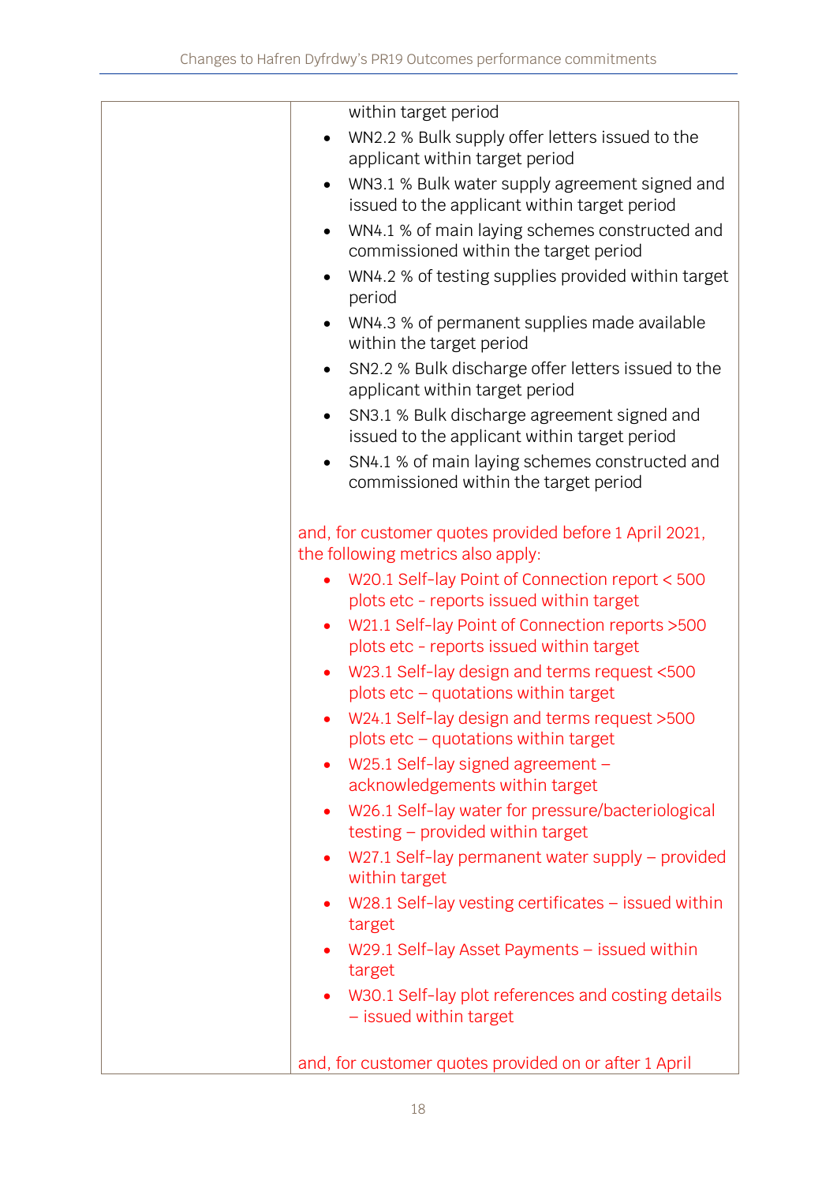| | within target period<br>• WN2.2 % Bulk supply offer letters issued to the applicant within target period<br>• WN3.1 % Bulk water supply agreement signed and issued to the applicant within target period<br>• WN4.1 % of main laying schemes constructed and commissioned within the target period<br>• WN4.2 % of testing supplies provided within target period<br>• WN4.3 % of permanent supplies made available within the target period<br>• SN2.2 % Bulk discharge offer letters issued to the applicant within target period<br>• SN3.1 % Bulk discharge agreement signed and issued to the applicant within target period<br>• SN4.1 % of main laying schemes constructed and commissioned within the target period<br><br>and, for customer quotes provided before 1 April 2021, the following metrics also apply:<br>• W20.1 Self-lay Point of Connection report < 500 plots etc - reports issued within target<br>• W21.1 Self-lay Point of Connection reports >500 plots etc - reports issued within target<br>• W23.1 Self-lay design and terms request <500 plots etc – quotations within target<br>• W24.1 Self-lay design and terms request >500 plots etc – quotations within target<br>• W25.1 Self-lay signed agreement – acknowledgements within target<br>• W26.1 Self-lay water for pressure/bacteriological testing – provided within target<br>• W27.1 Self-lay permanent water supply – provided within target<br>• W28.1 Self-lay vesting certificates – issued within target<br>• W29.1 Self-lay Asset Payments – issued within target<br>• W30.1 Self-lay plot references and costing details – issued within target<br><br>and, for customer quotes provided on or after 1 April |
|---|---|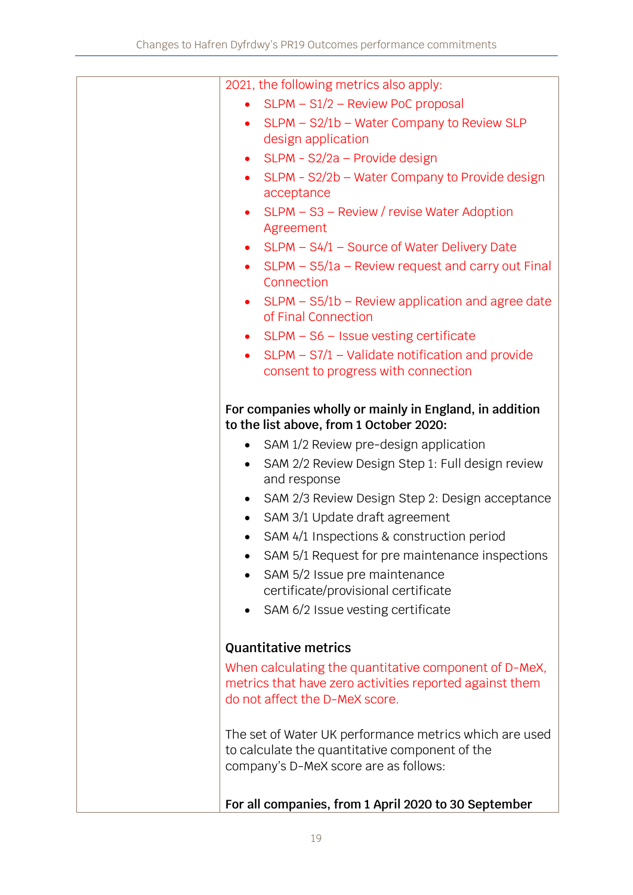| | 2021, the following metrics also apply:<br>• SLPM – S1/2 – Review PoC proposal<br>• SLPM – S2/1b – Water Company to Review SLP design application<br>• SLPM - S2/2a – Provide design<br>• SLPM - S2/2b – Water Company to Provide design acceptance<br>• SLPM – S3 – Review / revise Water Adoption Agreement<br>• SLPM – S4/1 – Source of Water Delivery Date<br>• SLPM – S5/1a – Review request and carry out Final Connection<br>• SLPM – S5/1b – Review application and agree date of Final Connection<br>• SLPM – S6 – Issue vesting certificate<br>• SLPM – S7/1 – Validate notification and provide consent to progress with connection<br><br>**For companies wholly or mainly in England, in addition to the list above, from 1 October 2020:**<br>• SAM 1/2 Review pre-design application<br>• SAM 2/2 Review Design Step 1: Full design review and response<br>• SAM 2/3 Review Design Step 2: Design acceptance<br>• SAM 3/1 Update draft agreement<br>• SAM 4/1 Inspections & construction period<br>• SAM 5/1 Request for pre maintenance inspections<br>• SAM 5/2 Issue pre maintenance certificate/provisional certificate<br>• SAM 6/2 Issue vesting certificate<br><br>**Quantitative metrics**<br>When calculating the quantitative component of D-MeX, metrics that have zero activities reported against them do not affect the D-MeX score.<br><br>The set of Water UK performance metrics which are used to calculate the quantitative component of the company's D-MeX score are as follows:<br><br>**For all companies, from 1 April 2020 to 30 September** |
|---|---|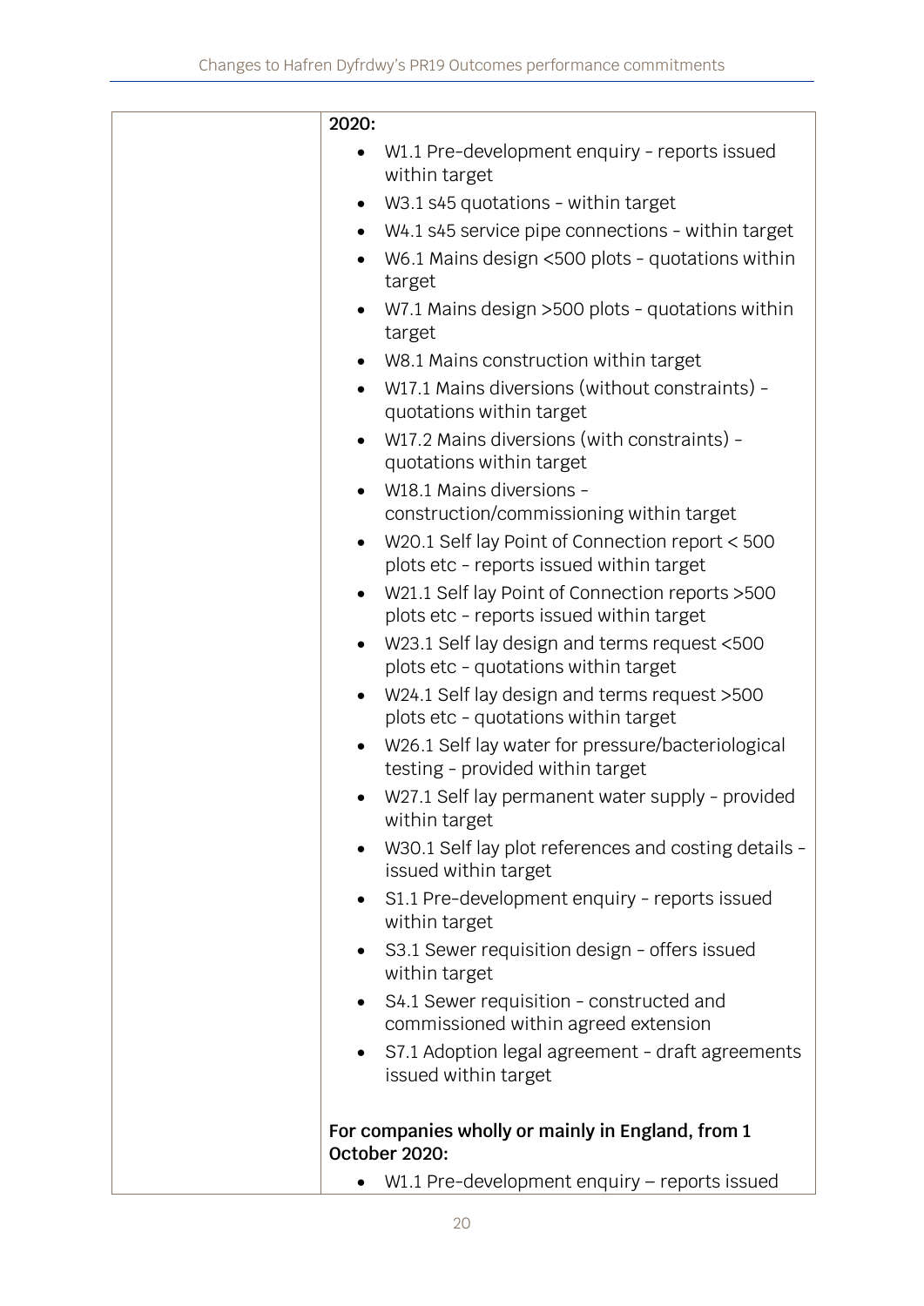| | 2020:<br>• W1.1 Pre-development enquiry - reports issued within target<br>• W3.1 s45 quotations - within target<br>• W4.1 s45 service pipe connections - within target<br>• W6.1 Mains design <500 plots - quotations within target<br>• W7.1 Mains design >500 plots - quotations within target<br>• W8.1 Mains construction within target<br>• W17.1 Mains diversions (without constraints) - quotations within target<br>• W17.2 Mains diversions (with constraints) - quotations within target<br>• W18.1 Mains diversions - construction/commissioning within target<br>• W20.1 Self lay Point of Connection report < 500 plots etc - reports issued within target<br>• W21.1 Self lay Point of Connection reports >500 plots etc - reports issued within target<br>• W23.1 Self lay design and terms request <500 plots etc - quotations within target<br>• W24.1 Self lay design and terms request >500 plots etc - quotations within target<br>• W26.1 Self lay water for pressure/bacteriological testing - provided within target<br>• W27.1 Self lay permanent water supply - provided within target<br>• W30.1 Self lay plot references and costing details - issued within target<br>• S1.1 Pre-development enquiry - reports issued within target<br>• S3.1 Sewer requisition design - offers issued within target<br>• S4.1 Sewer requisition - constructed and commissioned within agreed extension<br>• S7.1 Adoption legal agreement - draft agreements issued within target<br><br>**For companies wholly or mainly in England, from 1 October 2020:**<br>• W1.1 Pre-development enquiry – reports issued |
|---|---|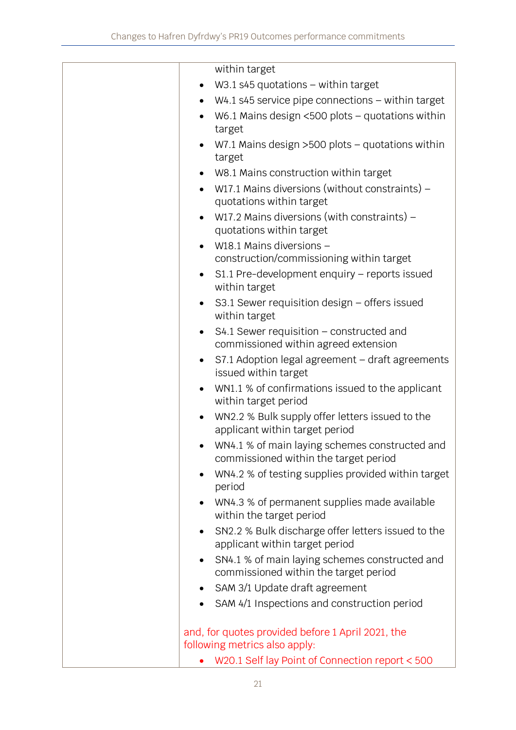| | |
|---|---|
| | within target<br>• W3.1 s45 quotations – within target<br>• W4.1 s45 service pipe connections – within target<br>• W6.1 Mains design <500 plots – quotations within target<br>• W7.1 Mains design >500 plots – quotations within target<br>• W8.1 Mains construction within target<br>• W17.1 Mains diversions (without constraints) – quotations within target<br>• W17.2 Mains diversions (with constraints) – quotations within target<br>• W18.1 Mains diversions – construction/commissioning within target<br>• S1.1 Pre-development enquiry – reports issued within target<br>• S3.1 Sewer requisition design – offers issued within target<br>• S4.1 Sewer requisition – constructed and commissioned within agreed extension<br>• S7.1 Adoption legal agreement – draft agreements issued within target<br>• WN1.1 % of confirmations issued to the applicant within target period<br>• WN2.2 % Bulk supply offer letters issued to the applicant within target period<br>• WN4.1 % of main laying schemes constructed and commissioned within the target period<br>• WN4.2 % of testing supplies provided within target period<br>• WN4.3 % of permanent supplies made available within the target period<br>• SN2.2 % Bulk discharge offer letters issued to the applicant within target period<br>• SN4.1 % of main laying schemes constructed and commissioned within the target period<br>• SAM 3/1 Update draft agreement<br>• SAM 4/1 Inspections and construction period<br><br>and, for quotes provided before 1 April 2021, the following metrics also apply:<br>• W20.1 Self lay Point of Connection report < 500 |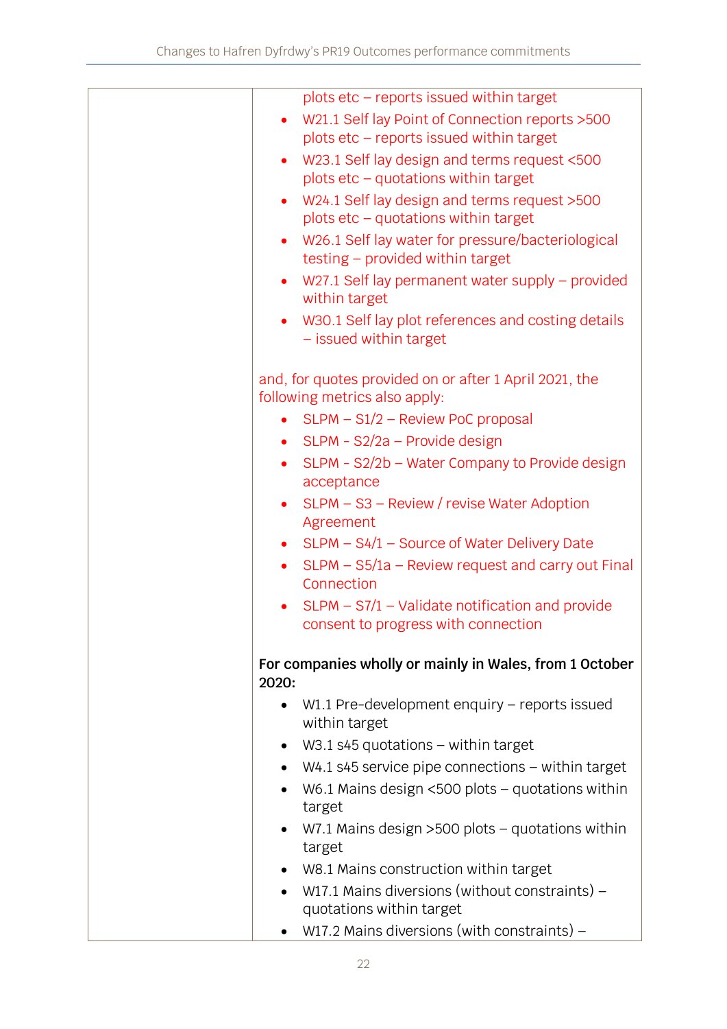| | plots etc – reports issued within target<br>• W21.1 Self lay Point of Connection reports >500 plots etc – reports issued within target<br>• W23.1 Self lay design and terms request <500 plots etc – quotations within target<br>• W24.1 Self lay design and terms request >500 plots etc – quotations within target<br>• W26.1 Self lay water for pressure/bacteriological testing – provided within target<br>• W27.1 Self lay permanent water supply – provided within target<br>• W30.1 Self lay plot references and costing details – issued within target<br><br>and, for quotes provided on or after 1 April 2021, the following metrics also apply:<br>• SLPM – S1/2 – Review PoC proposal<br>• SLPM - S2/2a – Provide design<br>• SLPM - S2/2b – Water Company to Provide design acceptance<br>• SLPM – S3 – Review / revise Water Adoption Agreement<br>• SLPM – S4/1 – Source of Water Delivery Date<br>• SLPM – S5/1a – Review request and carry out Final Connection<br>• SLPM – S7/1 – Validate notification and provide consent to progress with connection<br><br>**For companies wholly or mainly in Wales, from 1 October 2020:**<br>• W1.1 Pre-development enquiry – reports issued within target<br>• W3.1 s45 quotations – within target<br>• W4.1 s45 service pipe connections – within target<br>• W6.1 Mains design <500 plots – quotations within target<br>• W7.1 Mains design >500 plots – quotations within target<br>• W8.1 Mains construction within target<br>• W17.1 Mains diversions (without constraints) – quotations within target<br>• W17.2 Mains diversions (with constraints) – |
|---|---|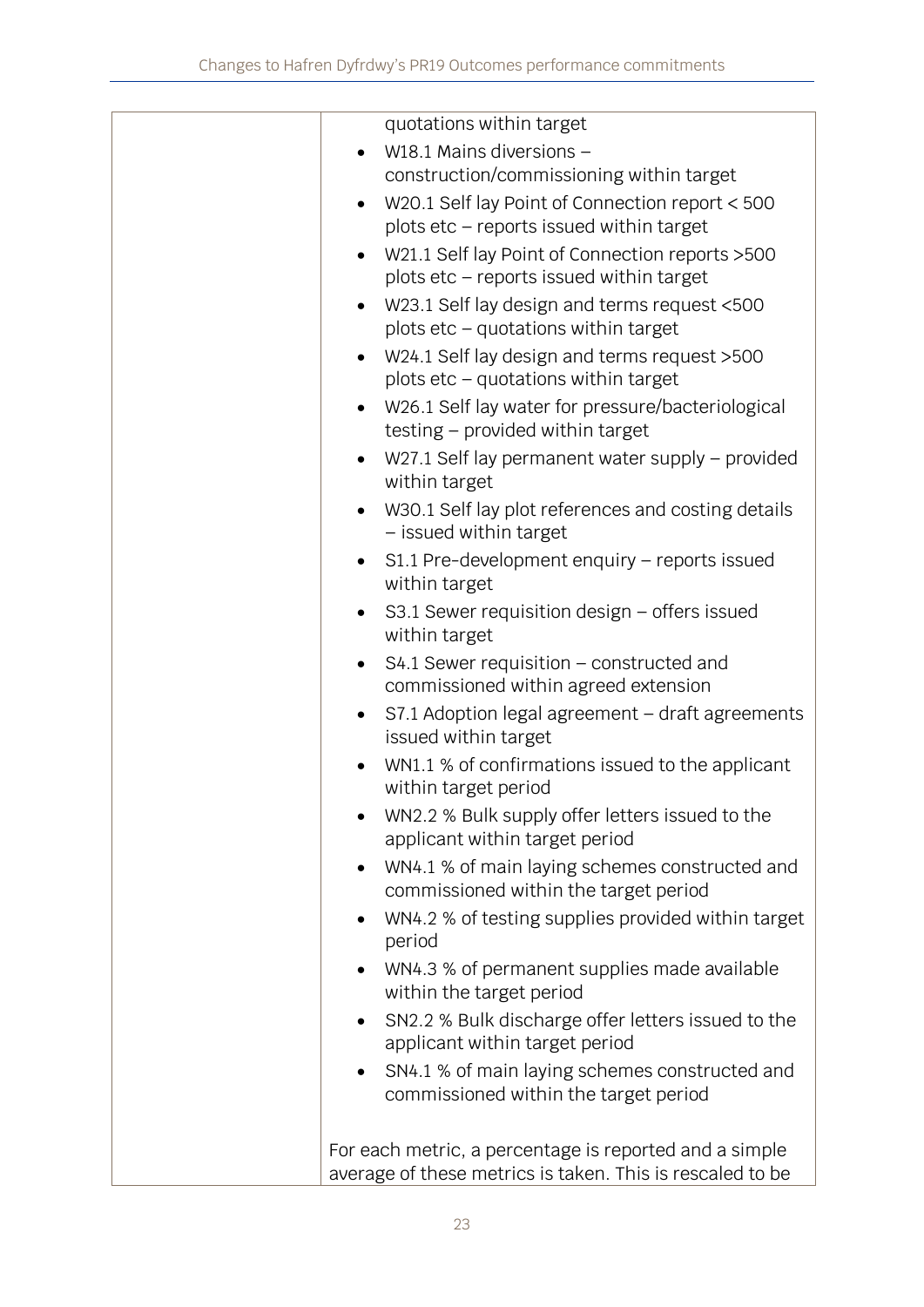| | |
|---|---|
| | quotations within target<br>• W18.1 Mains diversions – construction/commissioning within target<br>• W20.1 Self lay Point of Connection report < 500 plots etc – reports issued within target<br>• W21.1 Self lay Point of Connection reports >500 plots etc – reports issued within target<br>• W23.1 Self lay design and terms request <500 plots etc – quotations within target<br>• W24.1 Self lay design and terms request >500 plots etc – quotations within target<br>• W26.1 Self lay water for pressure/bacteriological testing – provided within target<br>• W27.1 Self lay permanent water supply – provided within target<br>• W30.1 Self lay plot references and costing details – issued within target<br>• S1.1 Pre-development enquiry – reports issued within target<br>• S3.1 Sewer requisition design – offers issued within target<br>• S4.1 Sewer requisition – constructed and commissioned within agreed extension<br>• S7.1 Adoption legal agreement – draft agreements issued within target<br>• WN1.1 % of confirmations issued to the applicant within target period<br>• WN2.2 % Bulk supply offer letters issued to the applicant within target period<br>• WN4.1 % of main laying schemes constructed and commissioned within the target period<br>• WN4.2 % of testing supplies provided within target period<br>• WN4.3 % of permanent supplies made available within the target period<br>• SN2.2 % Bulk discharge offer letters issued to the applicant within target period<br>• SN4.1 % of main laying schemes constructed and commissioned within the target period<br><br>For each metric, a percentage is reported and a simple average of these metrics is taken. This is rescaled to be |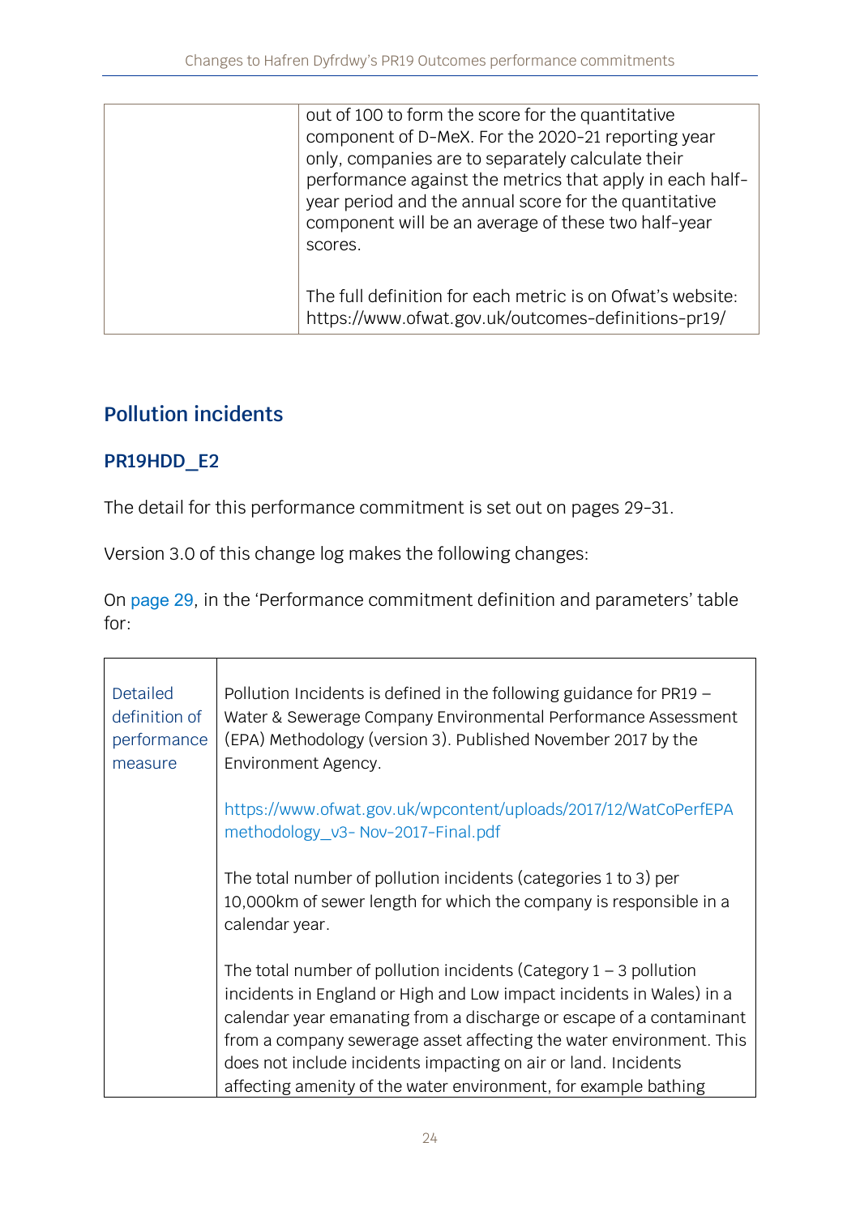| | |
|---|---|
| | out of 100 to form the score for the quantitative component of D-MeX. For the 2020-21 reporting year only, companies are to separately calculate their performance against the metrics that apply in each half-year period and the annual score for the quantitative component will be an average of these two half-year scores.<br><br>The full definition for each metric is on Ofwat's website: https://www.ofwat.gov.uk/outcomes-definitions-pr19/ |

## Pollution incidents

### PR19HDD_E2

The detail for this performance commitment is set out on pages 29-31.

Version 3.0 of this change log makes the following changes:

On page 29, in the 'Performance commitment definition and parameters' table for:

| | |
|---|---|
| Detailed definition of performance measure | Pollution Incidents is defined in the following guidance for PR19 – Water & Sewerage Company Environmental Performance Assessment (EPA) Methodology (version 3). Published November 2017 by the Environment Agency.<br><br>https://www.ofwat.gov.uk/wpcontent/uploads/2017/12/WatCoPerfEPA methodology_v3- Nov-2017-Final.pdf<br><br>The total number of pollution incidents (categories 1 to 3) per 10,000km of sewer length for which the company is responsible in a calendar year.<br><br>The total number of pollution incidents (Category 1 – 3 pollution incidents in England or High and Low impact incidents in Wales) in a calendar year emanating from a discharge or escape of a contaminant from a company sewerage asset affecting the water environment. This does not include incidents impacting on air or land. Incidents affecting amenity of the water environment, for example bathing |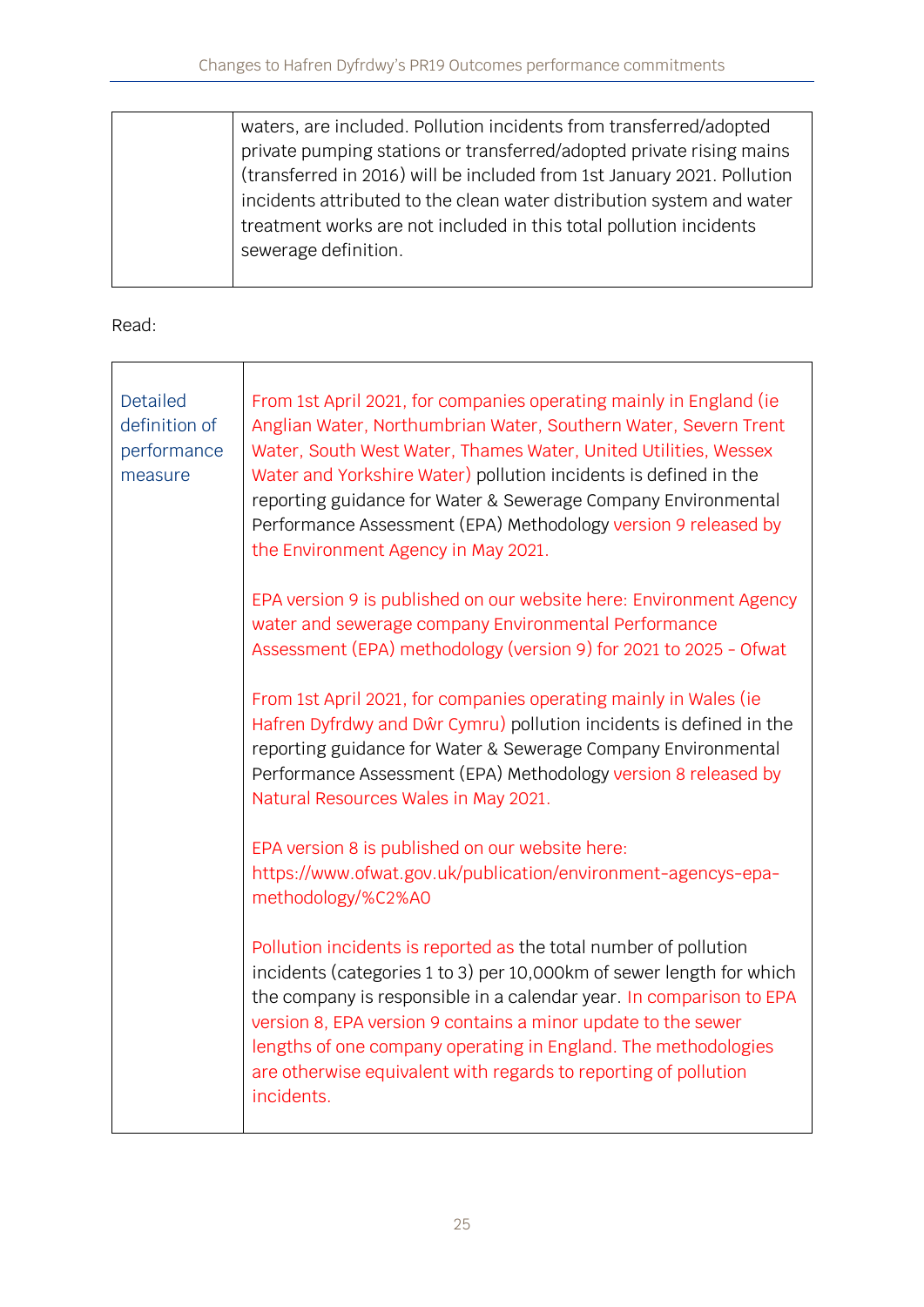| | waters, are included. Pollution incidents from transferred/adopted private pumping stations or transferred/adopted private rising mains (transferred in 2016) will be included from 1st January 2021. Pollution incidents attributed to the clean water distribution system and water treatment works are not included in this total pollution incidents sewerage definition. |
|---|---|

Read:

| Detailed definition of performance measure | From 1st April 2021, for companies operating mainly in England (ie Anglian Water, Northumbrian Water, Southern Water, Severn Trent Water, South West Water, Thames Water, United Utilities, Wessex Water and Yorkshire Water) pollution incidents is defined in the reporting guidance for Water & Sewerage Company Environmental Performance Assessment (EPA) Methodology version 9 released by the Environment Agency in May 2021.<br><br>EPA version 9 is published on our website here: Environment Agency water and sewerage company Environmental Performance Assessment (EPA) methodology (version 9) for 2021 to 2025 - Ofwat<br><br>From 1st April 2021, for companies operating mainly in Wales (ie Hafren Dyfrdwy and Dŵr Cymru) pollution incidents is defined in the reporting guidance for Water & Sewerage Company Environmental Performance Assessment (EPA) Methodology version 8 released by Natural Resources Wales in May 2021.<br><br>EPA version 8 is published on our website here: https://www.ofwat.gov.uk/publication/environment-agencys-epa-methodology/%C2%A0<br><br>Pollution incidents is reported as the total number of pollution incidents (categories 1 to 3) per 10,000km of sewer length for which the company is responsible in a calendar year. In comparison to EPA version 8, EPA version 9 contains a minor update to the sewer lengths of one company operating in England. The methodologies are otherwise equivalent with regards to reporting of pollution incidents. |
|---|---|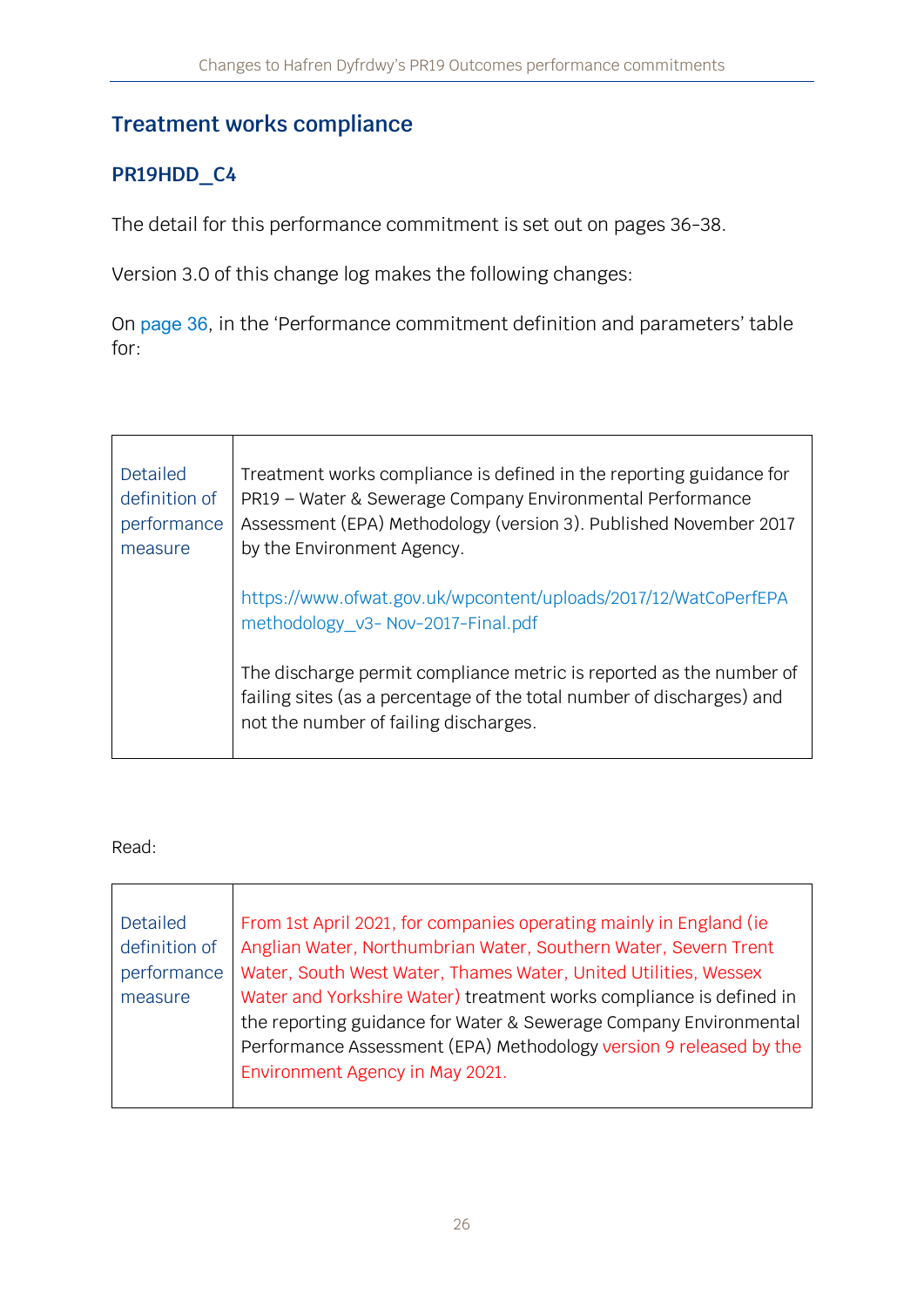## Treatment works compliance

### PR19HDD_C4

The detail for this performance commitment is set out on pages 36-38.

Version 3.0 of this change log makes the following changes:

On page 36, in the 'Performance commitment definition and parameters' table for:

| | |
|---|---|
| Detailed definition of performance measure | Treatment works compliance is defined in the reporting guidance for PR19 – Water & Sewerage Company Environmental Performance Assessment (EPA) Methodology (version 3). Published November 2017 by the Environment Agency.<br><br>https://www.ofwat.gov.uk/wpcontent/uploads/2017/12/WatCoPerfEPA methodology_v3- Nov-2017-Final.pdf<br><br>The discharge permit compliance metric is reported as the number of failing sites (as a percentage of the total number of discharges) and not the number of failing discharges. |

Read:

| | |
|---|---|
| Detailed definition of performance measure | From 1st April 2021, for companies operating mainly in England (ie Anglian Water, Northumbrian Water, Southern Water, Severn Trent Water, South West Water, Thames Water, United Utilities, Wessex Water and Yorkshire Water) treatment works compliance is defined in the reporting guidance for Water & Sewerage Company Environmental Performance Assessment (EPA) Methodology version 9 released by the Environment Agency in May 2021. |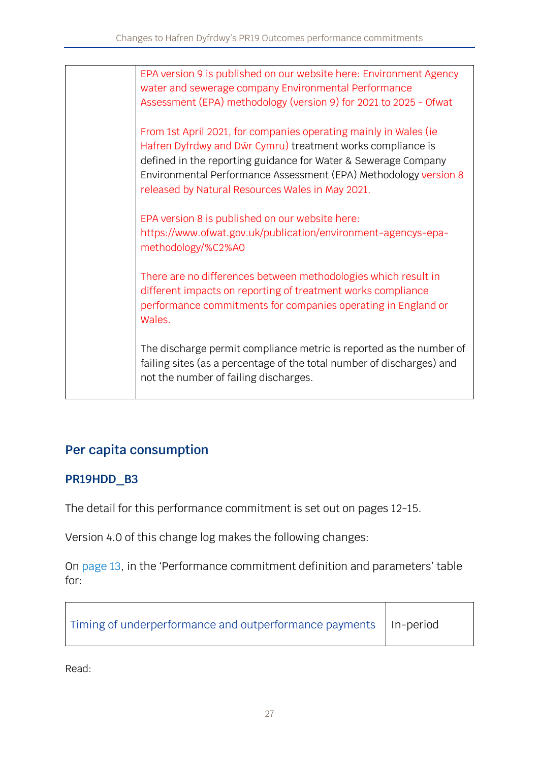| | |
|---|---|
| | EPA version 9 is published on our website here: Environment Agency water and sewerage company Environmental Performance Assessment (EPA) methodology (version 9) for 2021 to 2025 - Ofwat<br><br>From 1st April 2021, for companies operating mainly in Wales (ie Hafren Dyfrdwy and Dŵr Cymru) treatment works compliance is defined in the reporting guidance for Water & Sewerage Company Environmental Performance Assessment (EPA) Methodology version 8 released by Natural Resources Wales in May 2021.<br><br>EPA version 8 is published on our website here: https://www.ofwat.gov.uk/publication/environment-agencys-epa-methodology/%C2%A0<br><br>There are no differences between methodologies which result in different impacts on reporting of treatment works compliance performance commitments for companies operating in England or Wales.<br><br>The discharge permit compliance metric is reported as the number of failing sites (as a percentage of the total number of discharges) and not the number of failing discharges. |

## Per capita consumption

### PR19HDD_B3

The detail for this performance commitment is set out on pages 12-15.

Version 4.0 of this change log makes the following changes:

On page 13, in the 'Performance commitment definition and parameters' table for:

| | |
|---|---|
| Timing of underperformance and outperformance payments | In-period |

Read: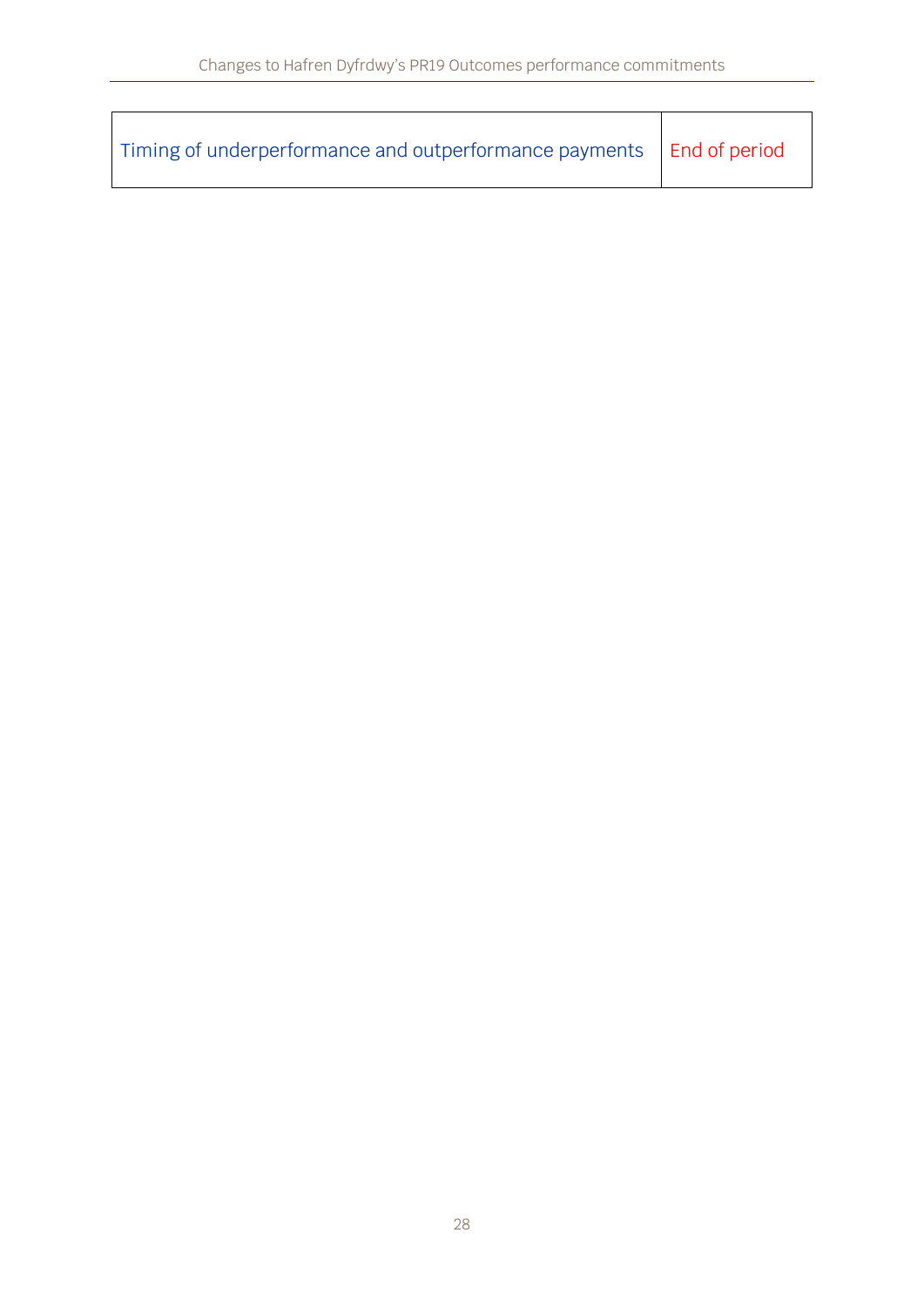| | |
|---|---|
| Timing of underperformance and outperformance payments | End of period |